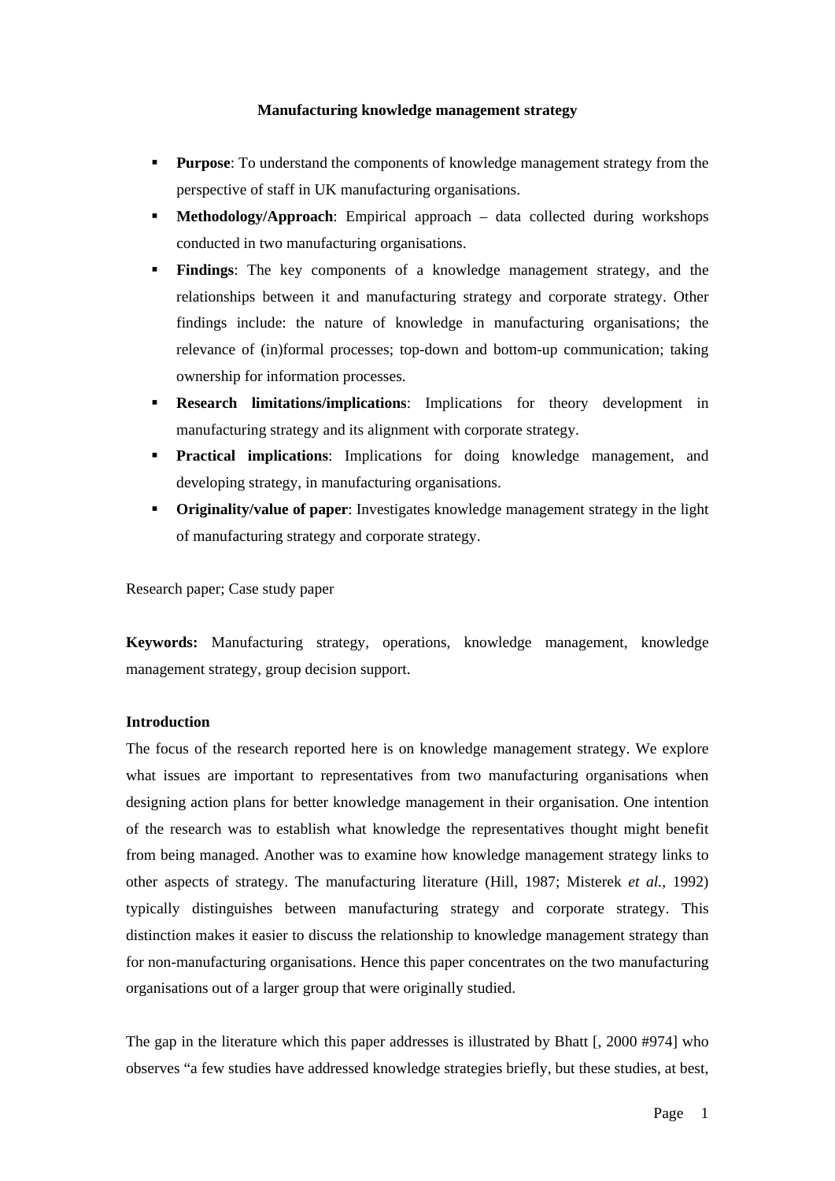# Manufacturing knowledge management strategy

- **Purpose**: To understand the components of knowledge management strategy from the perspective of staff in UK manufacturing organisations.
- **Methodology/Approach**: Empirical approach – data collected during workshops conducted in two manufacturing organisations.
- **Findings**: The key components of a knowledge management strategy, and the relationships between it and manufacturing strategy and corporate strategy. Other findings include: the nature of knowledge in manufacturing organisations; the relevance of (in)formal processes; top-down and bottom-up communication; taking ownership for information processes.
- **Research limitations/implications**: Implications for theory development in manufacturing strategy and its alignment with corporate strategy.
- **Practical implications**: Implications for doing knowledge management, and developing strategy, in manufacturing organisations.
- **Originality/value of paper**: Investigates knowledge management strategy in the light of manufacturing strategy and corporate strategy.

Research paper; Case study paper

**Keywords:** Manufacturing strategy, operations, knowledge management, knowledge management strategy, group decision support.

## Introduction

The focus of the research reported here is on knowledge management strategy. We explore what issues are important to representatives from two manufacturing organisations when designing action plans for better knowledge management in their organisation. One intention of the research was to establish what knowledge the representatives thought might benefit from being managed. Another was to examine how knowledge management strategy links to other aspects of strategy. The manufacturing literature (Hill, 1987; Misterek *et al.*, 1992) typically distinguishes between manufacturing strategy and corporate strategy. This distinction makes it easier to discuss the relationship to knowledge management strategy than for non-manufacturing organisations. Hence this paper concentrates on the two manufacturing organisations out of a larger group that were originally studied.

The gap in the literature which this paper addresses is illustrated by Bhatt [, 2000 #974] who observes "a few studies have addressed knowledge strategies briefly, but these studies, at best,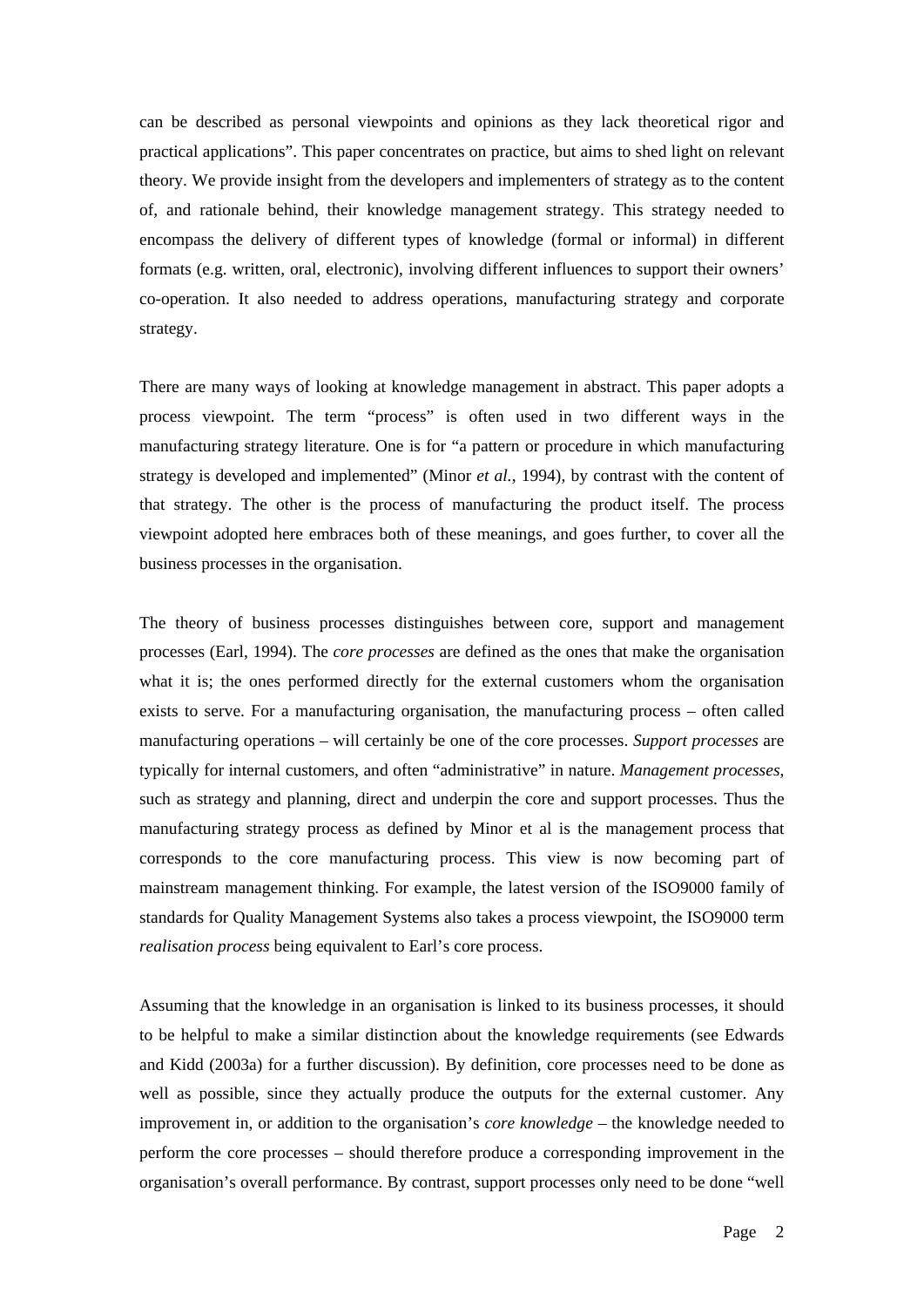can be described as personal viewpoints and opinions as they lack theoretical rigor and practical applications". This paper concentrates on practice, but aims to shed light on relevant theory. We provide insight from the developers and implementers of strategy as to the content of, and rationale behind, their knowledge management strategy. This strategy needed to encompass the delivery of different types of knowledge (formal or informal) in different formats (e.g. written, oral, electronic), involving different influences to support their owners' co-operation. It also needed to address operations, manufacturing strategy and corporate strategy.

There are many ways of looking at knowledge management in abstract. This paper adopts a process viewpoint. The term "process" is often used in two different ways in the manufacturing strategy literature. One is for "a pattern or procedure in which manufacturing strategy is developed and implemented" (Minor *et al.*, 1994), by contrast with the content of that strategy. The other is the process of manufacturing the product itself. The process viewpoint adopted here embraces both of these meanings, and goes further, to cover all the business processes in the organisation.

The theory of business processes distinguishes between core, support and management processes (Earl, 1994). The *core processes* are defined as the ones that make the organisation what it is; the ones performed directly for the external customers whom the organisation exists to serve. For a manufacturing organisation, the manufacturing process – often called manufacturing operations – will certainly be one of the core processes. *Support processes* are typically for internal customers, and often "administrative" in nature. *Management processes*, such as strategy and planning, direct and underpin the core and support processes. Thus the manufacturing strategy process as defined by Minor et al is the management process that corresponds to the core manufacturing process. This view is now becoming part of mainstream management thinking. For example, the latest version of the ISO9000 family of standards for Quality Management Systems also takes a process viewpoint, the ISO9000 term *realisation process* being equivalent to Earl's core process.

Assuming that the knowledge in an organisation is linked to its business processes, it should to be helpful to make a similar distinction about the knowledge requirements (see Edwards and Kidd (2003a) for a further discussion). By definition, core processes need to be done as well as possible, since they actually produce the outputs for the external customer. Any improvement in, or addition to the organisation's *core knowledge* – the knowledge needed to perform the core processes – should therefore produce a corresponding improvement in the organisation's overall performance. By contrast, support processes only need to be done "well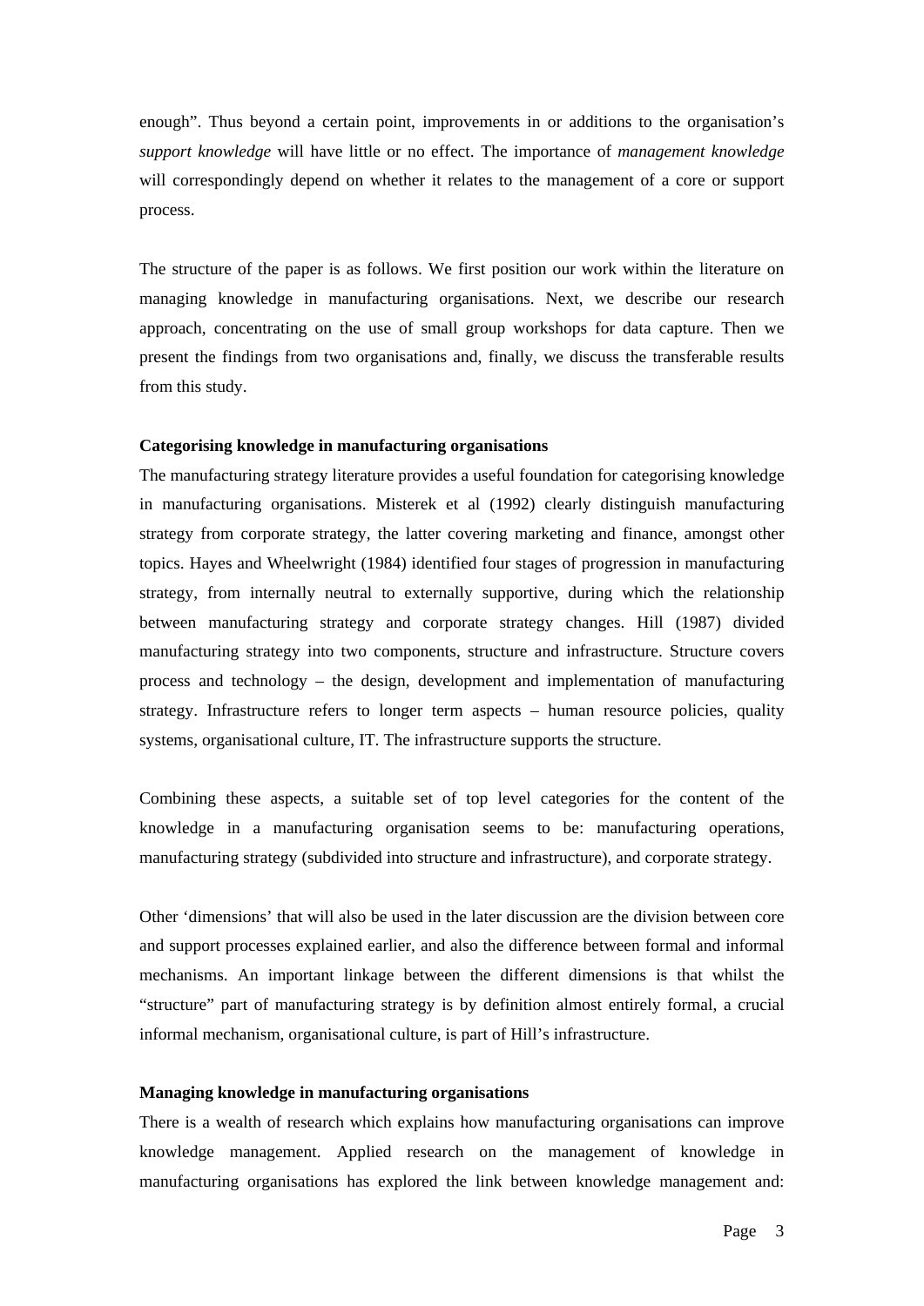enough". Thus beyond a certain point, improvements in or additions to the organisation's *support knowledge* will have little or no effect. The importance of *management knowledge* will correspondingly depend on whether it relates to the management of a core or support process.

The structure of the paper is as follows. We first position our work within the literature on managing knowledge in manufacturing organisations. Next, we describe our research approach, concentrating on the use of small group workshops for data capture. Then we present the findings from two organisations and, finally, we discuss the transferable results from this study.

**Categorising knowledge in manufacturing organisations**

The manufacturing strategy literature provides a useful foundation for categorising knowledge in manufacturing organisations. Misterek et al (1992) clearly distinguish manufacturing strategy from corporate strategy, the latter covering marketing and finance, amongst other topics. Hayes and Wheelwright (1984) identified four stages of progression in manufacturing strategy, from internally neutral to externally supportive, during which the relationship between manufacturing strategy and corporate strategy changes. Hill (1987) divided manufacturing strategy into two components, structure and infrastructure. Structure covers process and technology – the design, development and implementation of manufacturing strategy. Infrastructure refers to longer term aspects – human resource policies, quality systems, organisational culture, IT. The infrastructure supports the structure.

Combining these aspects, a suitable set of top level categories for the content of the knowledge in a manufacturing organisation seems to be: manufacturing operations, manufacturing strategy (subdivided into structure and infrastructure), and corporate strategy.

Other 'dimensions' that will also be used in the later discussion are the division between core and support processes explained earlier, and also the difference between formal and informal mechanisms. An important linkage between the different dimensions is that whilst the "structure" part of manufacturing strategy is by definition almost entirely formal, a crucial informal mechanism, organisational culture, is part of Hill's infrastructure.

**Managing knowledge in manufacturing organisations**

There is a wealth of research which explains how manufacturing organisations can improve knowledge management. Applied research on the management of knowledge in manufacturing organisations has explored the link between knowledge management and: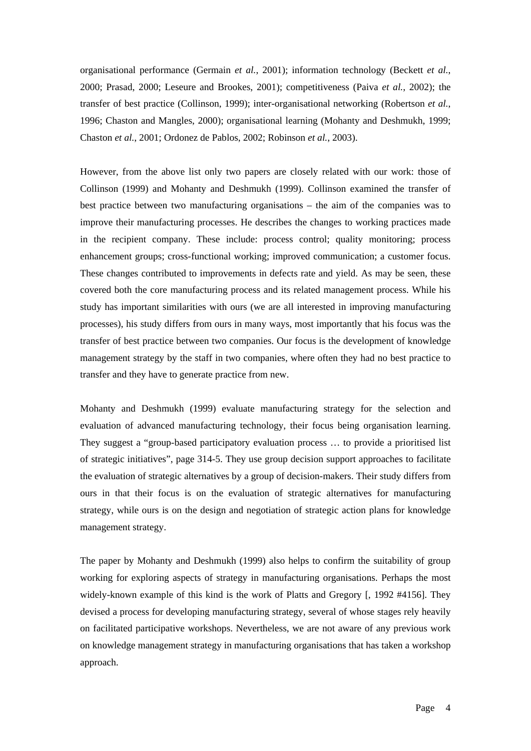organisational performance (Germain *et al.*, 2001); information technology (Beckett *et al.*, 2000; Prasad, 2000; Leseure and Brookes, 2001); competitiveness (Paiva *et al.*, 2002); the transfer of best practice (Collinson, 1999); inter-organisational networking (Robertson *et al.*, 1996; Chaston and Mangles, 2000); organisational learning (Mohanty and Deshmukh, 1999; Chaston *et al.*, 2001; Ordonez de Pablos, 2002; Robinson *et al.*, 2003).

However, from the above list only two papers are closely related with our work: those of Collinson (1999) and Mohanty and Deshmukh (1999). Collinson examined the transfer of best practice between two manufacturing organisations – the aim of the companies was to improve their manufacturing processes. He describes the changes to working practices made in the recipient company. These include: process control; quality monitoring; process enhancement groups; cross-functional working; improved communication; a customer focus. These changes contributed to improvements in defects rate and yield. As may be seen, these covered both the core manufacturing process and its related management process. While his study has important similarities with ours (we are all interested in improving manufacturing processes), his study differs from ours in many ways, most importantly that his focus was the transfer of best practice between two companies. Our focus is the development of knowledge management strategy by the staff in two companies, where often they had no best practice to transfer and they have to generate practice from new.

Mohanty and Deshmukh (1999) evaluate manufacturing strategy for the selection and evaluation of advanced manufacturing technology, their focus being organisation learning. They suggest a "group-based participatory evaluation process … to provide a prioritised list of strategic initiatives", page 314-5. They use group decision support approaches to facilitate the evaluation of strategic alternatives by a group of decision-makers. Their study differs from ours in that their focus is on the evaluation of strategic alternatives for manufacturing strategy, while ours is on the design and negotiation of strategic action plans for knowledge management strategy.

The paper by Mohanty and Deshmukh (1999) also helps to confirm the suitability of group working for exploring aspects of strategy in manufacturing organisations. Perhaps the most widely-known example of this kind is the work of Platts and Gregory [, 1992 #4156]. They devised a process for developing manufacturing strategy, several of whose stages rely heavily on facilitated participative workshops. Nevertheless, we are not aware of any previous work on knowledge management strategy in manufacturing organisations that has taken a workshop approach.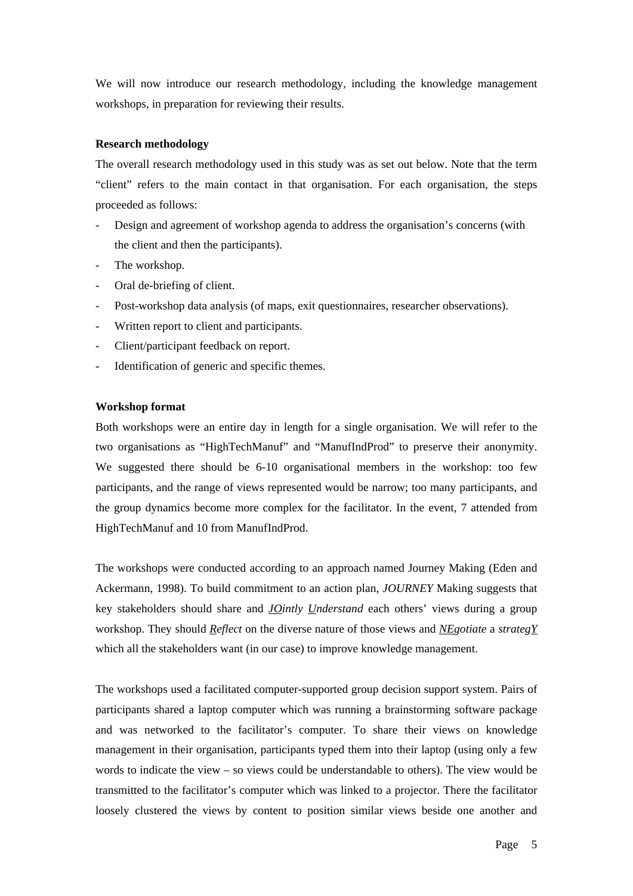We will now introduce our research methodology, including the knowledge management workshops, in preparation for reviewing their results.

**Research methodology**

The overall research methodology used in this study was as set out below. Note that the term "client" refers to the main contact in that organisation. For each organisation, the steps proceeded as follows:

- Design and agreement of workshop agenda to address the organisation's concerns (with the client and then the participants).
- The workshop.
- Oral de-briefing of client.
- Post-workshop data analysis (of maps, exit questionnaires, researcher observations).
- Written report to client and participants.
- Client/participant feedback on report.
- Identification of generic and specific themes.

**Workshop format**

Both workshops were an entire day in length for a single organisation. We will refer to the two organisations as "HighTechManuf" and "ManufIndProd" to preserve their anonymity. We suggested there should be 6-10 organisational members in the workshop: too few participants, and the range of views represented would be narrow; too many participants, and the group dynamics become more complex for the facilitator. In the event, 7 attended from HighTechManuf and 10 from ManufIndProd.

The workshops were conducted according to an approach named Journey Making (Eden and Ackermann, 1998). To build commitment to an action plan, *JOURNEY* Making suggests that key stakeholders should share and ***JO**intly* ***U**nderstand* each others' views during a group workshop. They should ***R**eflect* on the diverse nature of those views and ***NE**gotiate* a *strateg**Y*** which all the stakeholders want (in our case) to improve knowledge management.

The workshops used a facilitated computer-supported group decision support system. Pairs of participants shared a laptop computer which was running a brainstorming software package and was networked to the facilitator's computer. To share their views on knowledge management in their organisation, participants typed them into their laptop (using only a few words to indicate the view – so views could be understandable to others). The view would be transmitted to the facilitator's computer which was linked to a projector. There the facilitator loosely clustered the views by content to position similar views beside one another and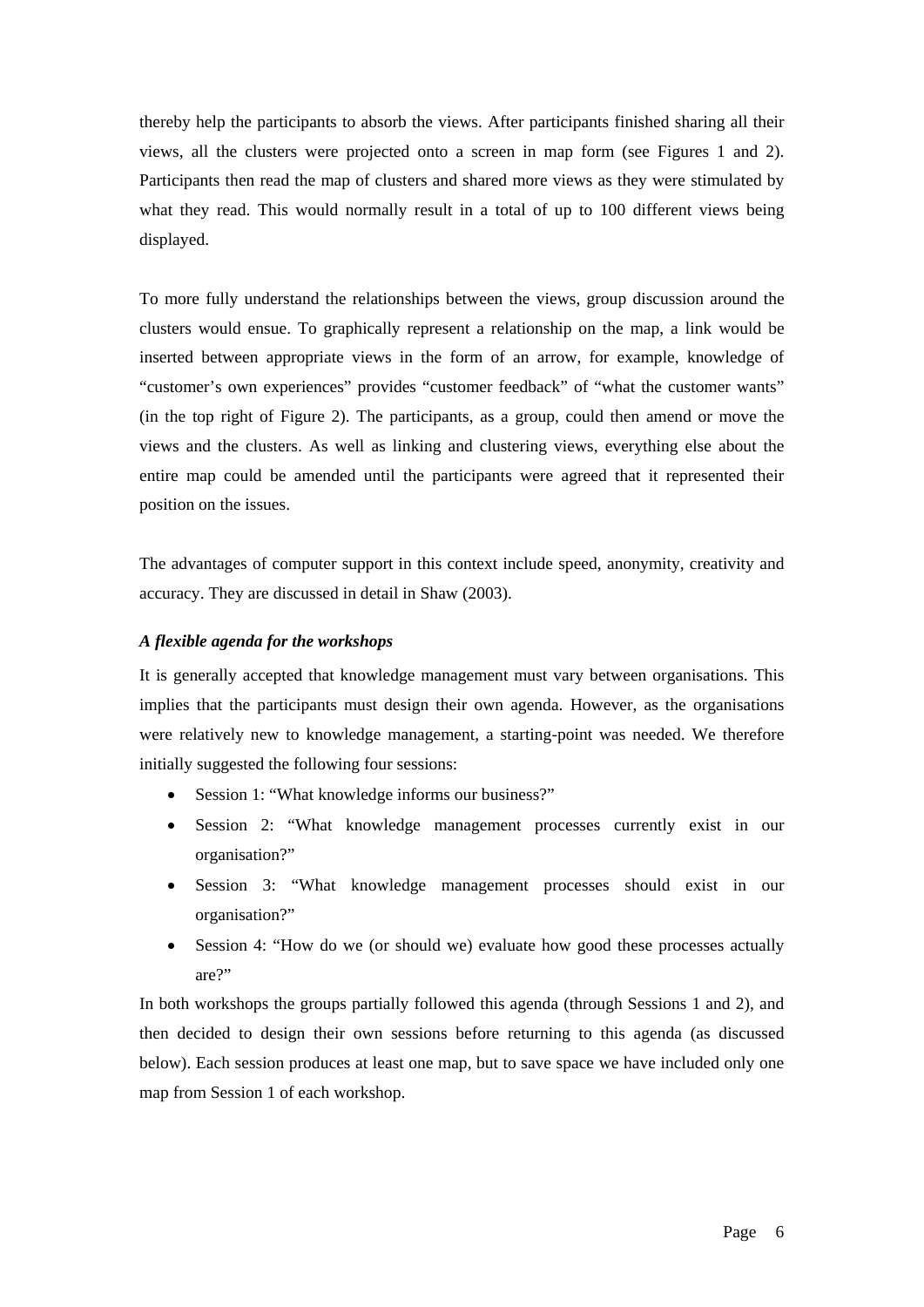thereby help the participants to absorb the views. After participants finished sharing all their views, all the clusters were projected onto a screen in map form (see Figures 1 and 2). Participants then read the map of clusters and shared more views as they were stimulated by what they read. This would normally result in a total of up to 100 different views being displayed.

To more fully understand the relationships between the views, group discussion around the clusters would ensue. To graphically represent a relationship on the map, a link would be inserted between appropriate views in the form of an arrow, for example, knowledge of “customer’s own experiences” provides “customer feedback” of “what the customer wants” (in the top right of Figure 2). The participants, as a group, could then amend or move the views and the clusters. As well as linking and clustering views, everything else about the entire map could be amended until the participants were agreed that it represented their position on the issues.

The advantages of computer support in this context include speed, anonymity, creativity and accuracy. They are discussed in detail in Shaw (2003).

### *A flexible agenda for the workshops*

It is generally accepted that knowledge management must vary between organisations. This implies that the participants must design their own agenda. However, as the organisations were relatively new to knowledge management, a starting-point was needed. We therefore initially suggested the following four sessions:

- Session 1: “What knowledge informs our business?”
- Session 2: “What knowledge management processes currently exist in our organisation?”
- Session 3: “What knowledge management processes should exist in our organisation?”
- Session 4: “How do we (or should we) evaluate how good these processes actually are?”

In both workshops the groups partially followed this agenda (through Sessions 1 and 2), and then decided to design their own sessions before returning to this agenda (as discussed below). Each session produces at least one map, but to save space we have included only one map from Session 1 of each workshop.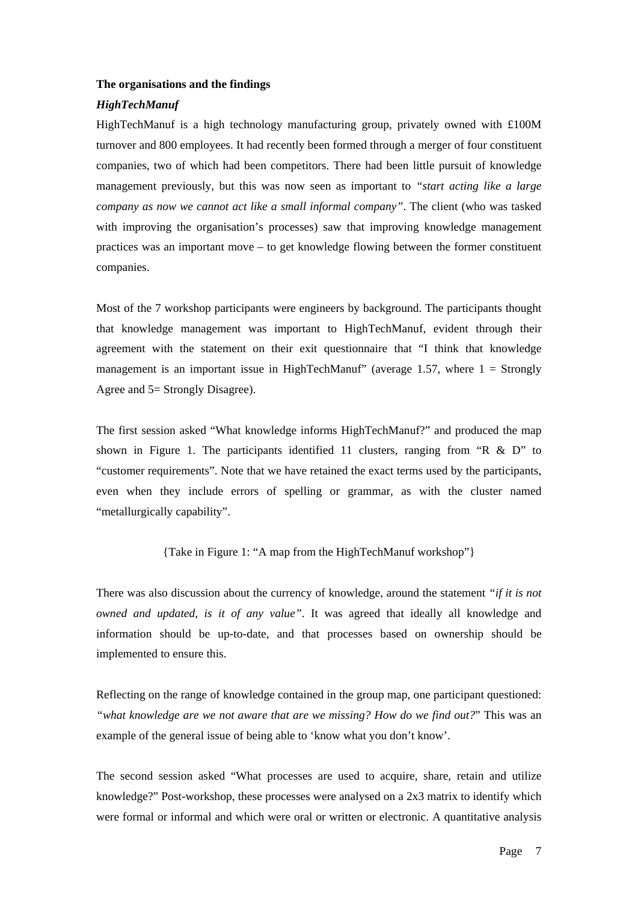**The organisations and the findings**

***HighTechManuf***

HighTechManuf is a high technology manufacturing group, privately owned with £100M turnover and 800 employees. It had recently been formed through a merger of four constituent companies, two of which had been competitors. There had been little pursuit of knowledge management previously, but this was now seen as important to *"start acting like a large company as now we cannot act like a small informal company"*. The client (who was tasked with improving the organisation's processes) saw that improving knowledge management practices was an important move – to get knowledge flowing between the former constituent companies.

Most of the 7 workshop participants were engineers by background. The participants thought that knowledge management was important to HighTechManuf, evident through their agreement with the statement on their exit questionnaire that "I think that knowledge management is an important issue in HighTechManuf" (average 1.57, where 1 = Strongly Agree and 5= Strongly Disagree).

The first session asked "What knowledge informs HighTechManuf?" and produced the map shown in Figure 1. The participants identified 11 clusters, ranging from "R & D" to "customer requirements". Note that we have retained the exact terms used by the participants, even when they include errors of spelling or grammar, as with the cluster named "metallurgically capability".

{Take in Figure 1: "A map from the HighTechManuf workshop"}

There was also discussion about the currency of knowledge, around the statement *"if it is not owned and updated, is it of any value"*. It was agreed that ideally all knowledge and information should be up-to-date, and that processes based on ownership should be implemented to ensure this.

Reflecting on the range of knowledge contained in the group map, one participant questioned: *"what knowledge are we not aware that are we missing? How do we find out?*" This was an example of the general issue of being able to 'know what you don't know'.

The second session asked "What processes are used to acquire, share, retain and utilize knowledge?" Post-workshop, these processes were analysed on a 2x3 matrix to identify which were formal or informal and which were oral or written or electronic. A quantitative analysis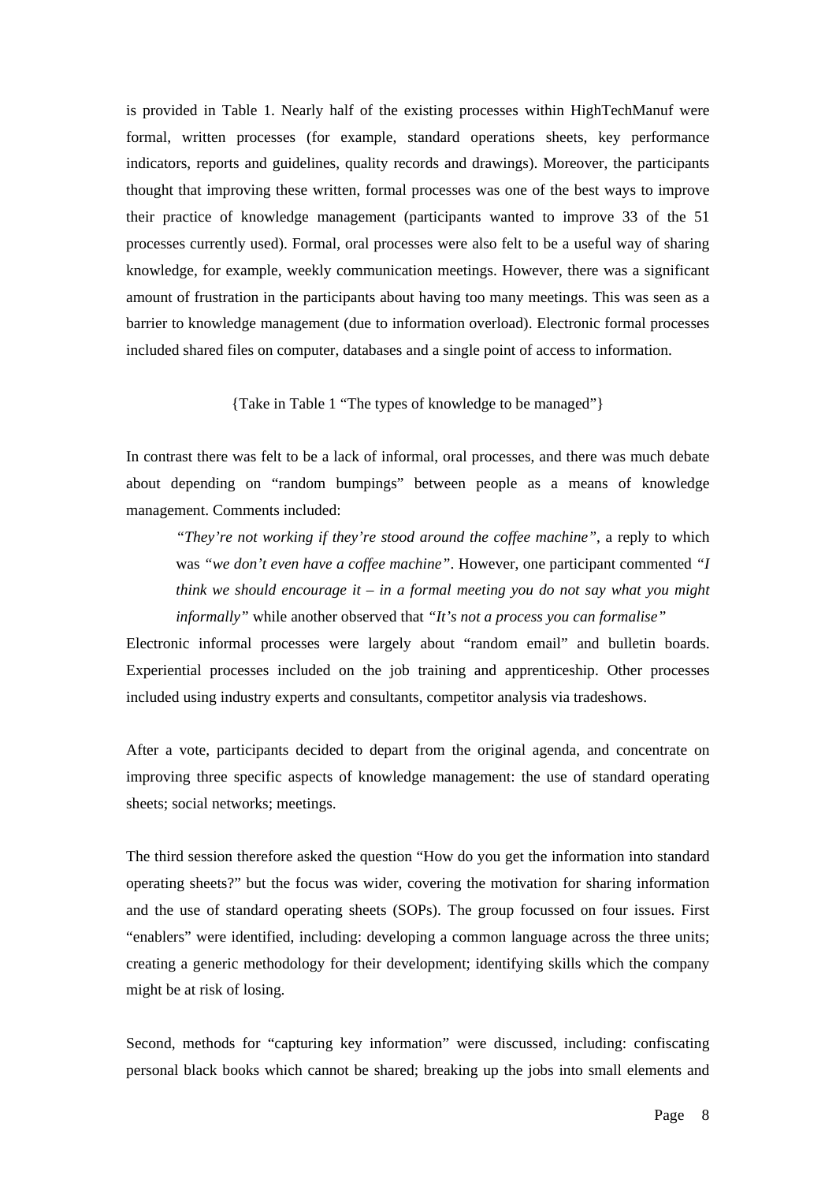is provided in Table 1. Nearly half of the existing processes within HighTechManuf were formal, written processes (for example, standard operations sheets, key performance indicators, reports and guidelines, quality records and drawings). Moreover, the participants thought that improving these written, formal processes was one of the best ways to improve their practice of knowledge management (participants wanted to improve 33 of the 51 processes currently used). Formal, oral processes were also felt to be a useful way of sharing knowledge, for example, weekly communication meetings. However, there was a significant amount of frustration in the participants about having too many meetings. This was seen as a barrier to knowledge management (due to information overload). Electronic formal processes included shared files on computer, databases and a single point of access to information.

{Take in Table 1 "The types of knowledge to be managed"}

In contrast there was felt to be a lack of informal, oral processes, and there was much debate about depending on "random bumpings" between people as a means of knowledge management. Comments included:

> *"They're not working if they're stood around the coffee machine"*, a reply to which was *"we don't even have a coffee machine"*. However, one participant commented *"I think we should encourage it – in a formal meeting you do not say what you might informally"* while another observed that *"It's not a process you can formalise"*

Electronic informal processes were largely about "random email" and bulletin boards. Experiential processes included on the job training and apprenticeship. Other processes included using industry experts and consultants, competitor analysis via tradeshows.

After a vote, participants decided to depart from the original agenda, and concentrate on improving three specific aspects of knowledge management: the use of standard operating sheets; social networks; meetings.

The third session therefore asked the question "How do you get the information into standard operating sheets?" but the focus was wider, covering the motivation for sharing information and the use of standard operating sheets (SOPs). The group focussed on four issues. First "enablers" were identified, including: developing a common language across the three units; creating a generic methodology for their development; identifying skills which the company might be at risk of losing.

Second, methods for "capturing key information" were discussed, including: confiscating personal black books which cannot be shared; breaking up the jobs into small elements and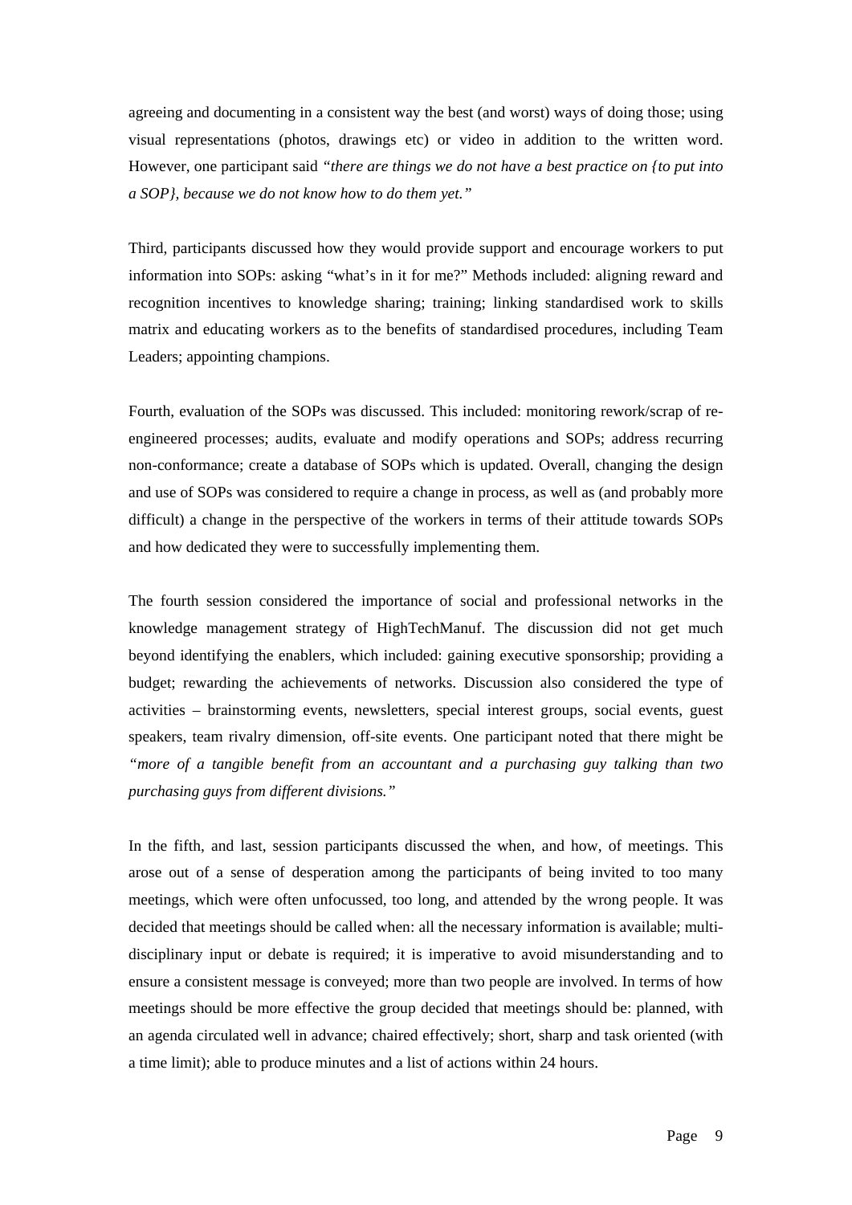agreeing and documenting in a consistent way the best (and worst) ways of doing those; using visual representations (photos, drawings etc) or video in addition to the written word. However, one participant said *"there are things we do not have a best practice on {to put into a SOP}, because we do not know how to do them yet."*

Third, participants discussed how they would provide support and encourage workers to put information into SOPs: asking "what's in it for me?" Methods included: aligning reward and recognition incentives to knowledge sharing; training; linking standardised work to skills matrix and educating workers as to the benefits of standardised procedures, including Team Leaders; appointing champions.

Fourth, evaluation of the SOPs was discussed. This included: monitoring rework/scrap of re-engineered processes; audits, evaluate and modify operations and SOPs; address recurring non-conformance; create a database of SOPs which is updated. Overall, changing the design and use of SOPs was considered to require a change in process, as well as (and probably more difficult) a change in the perspective of the workers in terms of their attitude towards SOPs and how dedicated they were to successfully implementing them.

The fourth session considered the importance of social and professional networks in the knowledge management strategy of HighTechManuf. The discussion did not get much beyond identifying the enablers, which included: gaining executive sponsorship; providing a budget; rewarding the achievements of networks. Discussion also considered the type of activities – brainstorming events, newsletters, special interest groups, social events, guest speakers, team rivalry dimension, off-site events. One participant noted that there might be *"more of a tangible benefit from an accountant and a purchasing guy talking than two purchasing guys from different divisions."*

In the fifth, and last, session participants discussed the when, and how, of meetings. This arose out of a sense of desperation among the participants of being invited to too many meetings, which were often unfocussed, too long, and attended by the wrong people. It was decided that meetings should be called when: all the necessary information is available; multi-disciplinary input or debate is required; it is imperative to avoid misunderstanding and to ensure a consistent message is conveyed; more than two people are involved. In terms of how meetings should be more effective the group decided that meetings should be: planned, with an agenda circulated well in advance; chaired effectively; short, sharp and task oriented (with a time limit); able to produce minutes and a list of actions within 24 hours.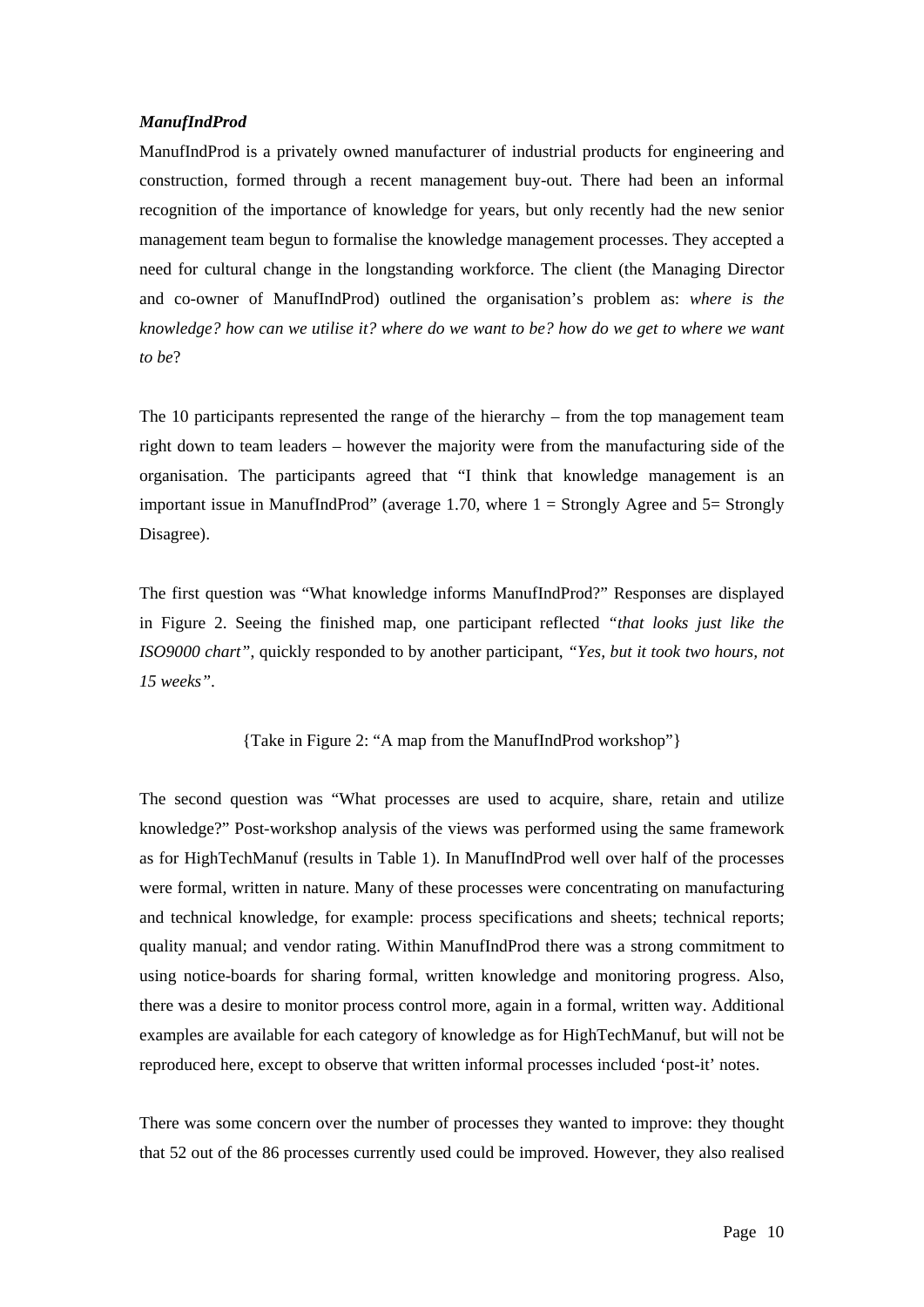***ManufIndProd***

ManufIndProd is a privately owned manufacturer of industrial products for engineering and construction, formed through a recent management buy-out. There had been an informal recognition of the importance of knowledge for years, but only recently had the new senior management team begun to formalise the knowledge management processes. They accepted a need for cultural change in the longstanding workforce. The client (the Managing Director and co-owner of ManufIndProd) outlined the organisation's problem as: *where is the knowledge? how can we utilise it? where do we want to be? how do we get to where we want to be*?

The 10 participants represented the range of the hierarchy – from the top management team right down to team leaders – however the majority were from the manufacturing side of the organisation. The participants agreed that "I think that knowledge management is an important issue in ManufIndProd" (average 1.70, where 1 = Strongly Agree and 5= Strongly Disagree).

The first question was "What knowledge informs ManufIndProd?" Responses are displayed in Figure 2. Seeing the finished map, one participant reflected "*that looks just like the ISO9000 chart*", quickly responded to by another participant, *"Yes, but it took two hours, not 15 weeks"*.

{Take in Figure 2: "A map from the ManufIndProd workshop"}

The second question was "What processes are used to acquire, share, retain and utilize knowledge?" Post-workshop analysis of the views was performed using the same framework as for HighTechManuf (results in Table 1). In ManufIndProd well over half of the processes were formal, written in nature. Many of these processes were concentrating on manufacturing and technical knowledge, for example: process specifications and sheets; technical reports; quality manual; and vendor rating. Within ManufIndProd there was a strong commitment to using notice-boards for sharing formal, written knowledge and monitoring progress. Also, there was a desire to monitor process control more, again in a formal, written way. Additional examples are available for each category of knowledge as for HighTechManuf, but will not be reproduced here, except to observe that written informal processes included 'post-it' notes.

There was some concern over the number of processes they wanted to improve: they thought that 52 out of the 86 processes currently used could be improved. However, they also realised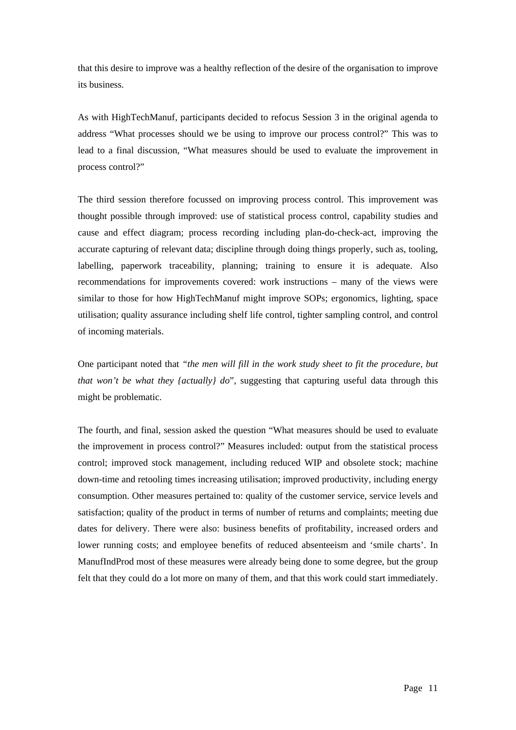that this desire to improve was a healthy reflection of the desire of the organisation to improve its business.

As with HighTechManuf, participants decided to refocus Session 3 in the original agenda to address "What processes should we be using to improve our process control?" This was to lead to a final discussion, "What measures should be used to evaluate the improvement in process control?"

The third session therefore focussed on improving process control. This improvement was thought possible through improved: use of statistical process control, capability studies and cause and effect diagram; process recording including plan-do-check-act, improving the accurate capturing of relevant data; discipline through doing things properly, such as, tooling, labelling, paperwork traceability, planning; training to ensure it is adequate. Also recommendations for improvements covered: work instructions – many of the views were similar to those for how HighTechManuf might improve SOPs; ergonomics, lighting, space utilisation; quality assurance including shelf life control, tighter sampling control, and control of incoming materials.

One participant noted that *"the men will fill in the work study sheet to fit the procedure, but that won't be what they {actually} do*", suggesting that capturing useful data through this might be problematic.

The fourth, and final, session asked the question "What measures should be used to evaluate the improvement in process control?" Measures included: output from the statistical process control; improved stock management, including reduced WIP and obsolete stock; machine down-time and retooling times increasing utilisation; improved productivity, including energy consumption. Other measures pertained to: quality of the customer service, service levels and satisfaction; quality of the product in terms of number of returns and complaints; meeting due dates for delivery. There were also: business benefits of profitability, increased orders and lower running costs; and employee benefits of reduced absenteeism and 'smile charts'. In ManufIndProd most of these measures were already being done to some degree, but the group felt that they could do a lot more on many of them, and that this work could start immediately.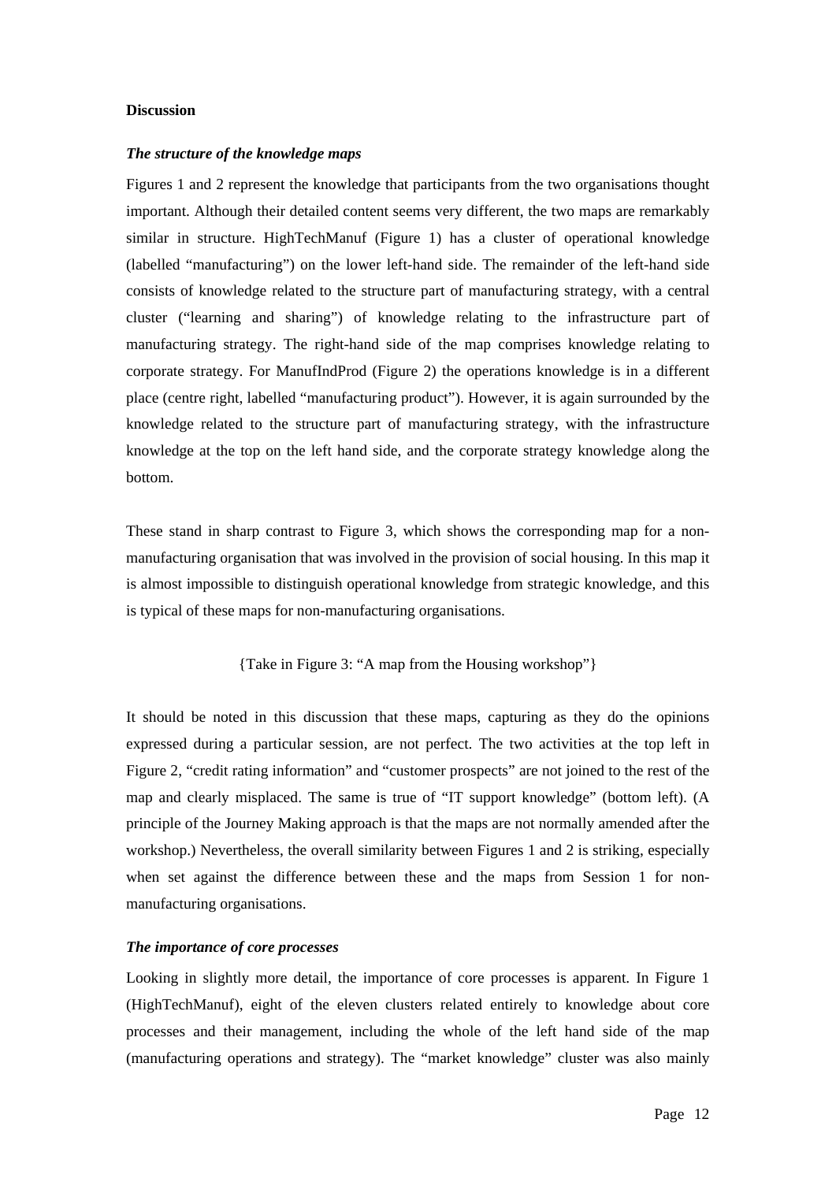**Discussion**

***The structure of the knowledge maps***

Figures 1 and 2 represent the knowledge that participants from the two organisations thought important. Although their detailed content seems very different, the two maps are remarkably similar in structure. HighTechManuf (Figure 1) has a cluster of operational knowledge (labelled "manufacturing") on the lower left-hand side. The remainder of the left-hand side consists of knowledge related to the structure part of manufacturing strategy, with a central cluster ("learning and sharing") of knowledge relating to the infrastructure part of manufacturing strategy. The right-hand side of the map comprises knowledge relating to corporate strategy. For ManufIndProd (Figure 2) the operations knowledge is in a different place (centre right, labelled "manufacturing product"). However, it is again surrounded by the knowledge related to the structure part of manufacturing strategy, with the infrastructure knowledge at the top on the left hand side, and the corporate strategy knowledge along the bottom.

These stand in sharp contrast to Figure 3, which shows the corresponding map for a non-manufacturing organisation that was involved in the provision of social housing. In this map it is almost impossible to distinguish operational knowledge from strategic knowledge, and this is typical of these maps for non-manufacturing organisations.

{Take in Figure 3: "A map from the Housing workshop"}

It should be noted in this discussion that these maps, capturing as they do the opinions expressed during a particular session, are not perfect. The two activities at the top left in Figure 2, "credit rating information" and "customer prospects" are not joined to the rest of the map and clearly misplaced. The same is true of "IT support knowledge" (bottom left). (A principle of the Journey Making approach is that the maps are not normally amended after the workshop.) Nevertheless, the overall similarity between Figures 1 and 2 is striking, especially when set against the difference between these and the maps from Session 1 for non-manufacturing organisations.

***The importance of core processes***

Looking in slightly more detail, the importance of core processes is apparent. In Figure 1 (HighTechManuf), eight of the eleven clusters related entirely to knowledge about core processes and their management, including the whole of the left hand side of the map (manufacturing operations and strategy). The "market knowledge" cluster was also mainly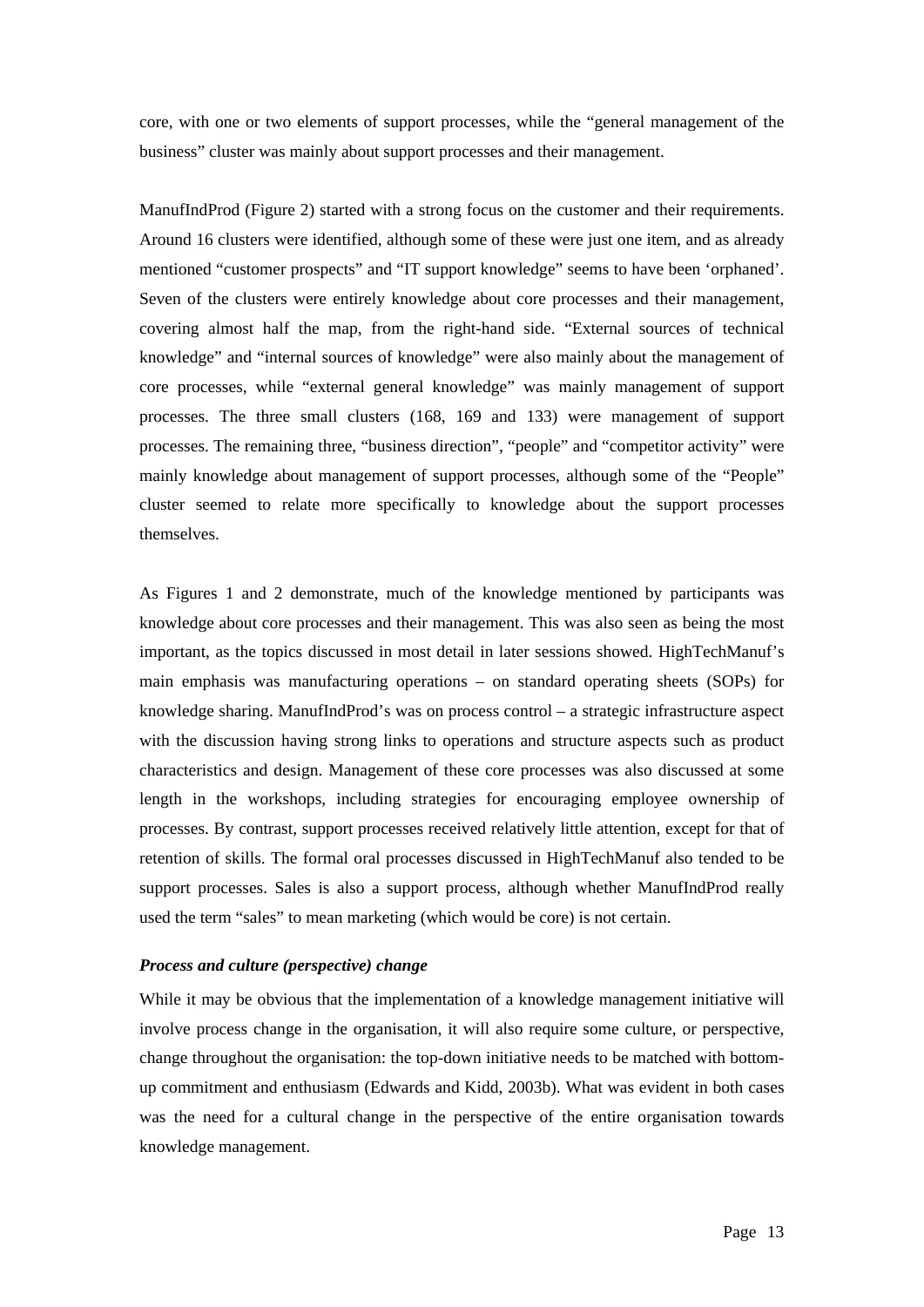core, with one or two elements of support processes, while the "general management of the business" cluster was mainly about support processes and their management.

ManufIndProd (Figure 2) started with a strong focus on the customer and their requirements. Around 16 clusters were identified, although some of these were just one item, and as already mentioned "customer prospects" and "IT support knowledge" seems to have been 'orphaned'. Seven of the clusters were entirely knowledge about core processes and their management, covering almost half the map, from the right-hand side. "External sources of technical knowledge" and "internal sources of knowledge" were also mainly about the management of core processes, while "external general knowledge" was mainly management of support processes. The three small clusters (168, 169 and 133) were management of support processes. The remaining three, "business direction", "people" and "competitor activity" were mainly knowledge about management of support processes, although some of the "People" cluster seemed to relate more specifically to knowledge about the support processes themselves.

As Figures 1 and 2 demonstrate, much of the knowledge mentioned by participants was knowledge about core processes and their management. This was also seen as being the most important, as the topics discussed in most detail in later sessions showed. HighTechManuf's main emphasis was manufacturing operations – on standard operating sheets (SOPs) for knowledge sharing. ManufIndProd's was on process control – a strategic infrastructure aspect with the discussion having strong links to operations and structure aspects such as product characteristics and design. Management of these core processes was also discussed at some length in the workshops, including strategies for encouraging employee ownership of processes. By contrast, support processes received relatively little attention, except for that of retention of skills. The formal oral processes discussed in HighTechManuf also tended to be support processes. Sales is also a support process, although whether ManufIndProd really used the term "sales" to mean marketing (which would be core) is not certain.

### *Process and culture (perspective) change*

While it may be obvious that the implementation of a knowledge management initiative will involve process change in the organisation, it will also require some culture, or perspective, change throughout the organisation: the top-down initiative needs to be matched with bottom-up commitment and enthusiasm (Edwards and Kidd, 2003b). What was evident in both cases was the need for a cultural change in the perspective of the entire organisation towards knowledge management.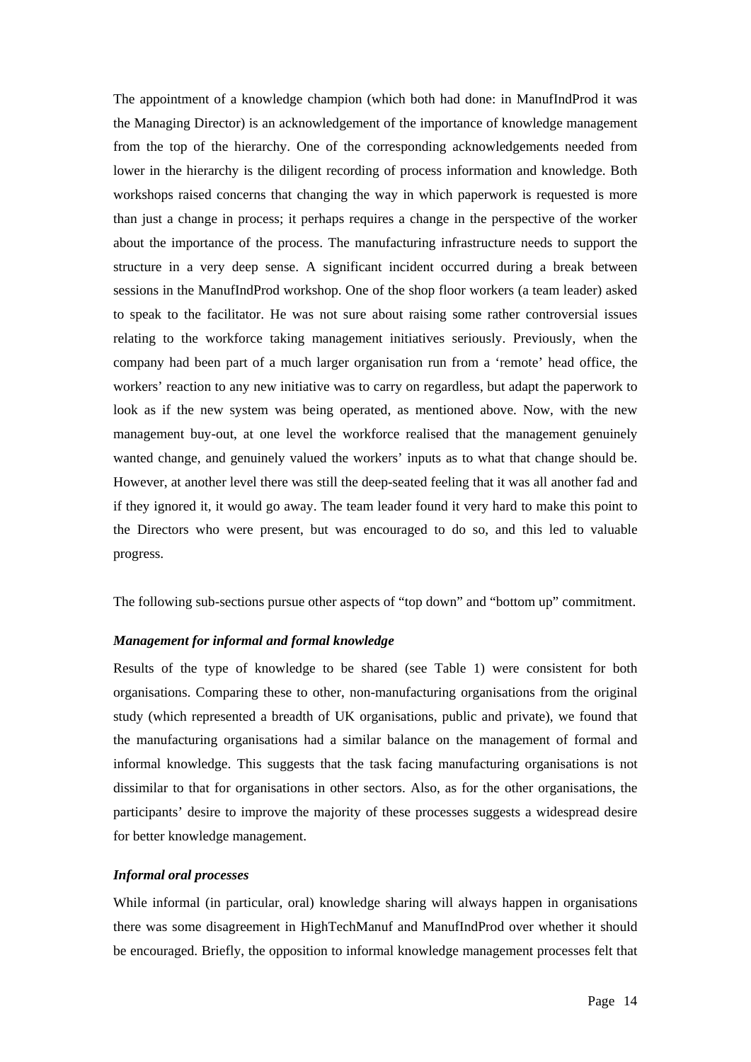The appointment of a knowledge champion (which both had done: in ManufIndProd it was the Managing Director) is an acknowledgement of the importance of knowledge management from the top of the hierarchy. One of the corresponding acknowledgements needed from lower in the hierarchy is the diligent recording of process information and knowledge. Both workshops raised concerns that changing the way in which paperwork is requested is more than just a change in process; it perhaps requires a change in the perspective of the worker about the importance of the process. The manufacturing infrastructure needs to support the structure in a very deep sense. A significant incident occurred during a break between sessions in the ManufIndProd workshop. One of the shop floor workers (a team leader) asked to speak to the facilitator. He was not sure about raising some rather controversial issues relating to the workforce taking management initiatives seriously. Previously, when the company had been part of a much larger organisation run from a 'remote' head office, the workers' reaction to any new initiative was to carry on regardless, but adapt the paperwork to look as if the new system was being operated, as mentioned above. Now, with the new management buy-out, at one level the workforce realised that the management genuinely wanted change, and genuinely valued the workers' inputs as to what that change should be. However, at another level there was still the deep-seated feeling that it was all another fad and if they ignored it, it would go away. The team leader found it very hard to make this point to the Directors who were present, but was encouraged to do so, and this led to valuable progress.

The following sub-sections pursue other aspects of "top down" and "bottom up" commitment.

***Management for informal and formal knowledge***

Results of the type of knowledge to be shared (see Table 1) were consistent for both organisations. Comparing these to other, non-manufacturing organisations from the original study (which represented a breadth of UK organisations, public and private), we found that the manufacturing organisations had a similar balance on the management of formal and informal knowledge. This suggests that the task facing manufacturing organisations is not dissimilar to that for organisations in other sectors. Also, as for the other organisations, the participants' desire to improve the majority of these processes suggests a widespread desire for better knowledge management.

***Informal oral processes***

While informal (in particular, oral) knowledge sharing will always happen in organisations there was some disagreement in HighTechManuf and ManufIndProd over whether it should be encouraged. Briefly, the opposition to informal knowledge management processes felt that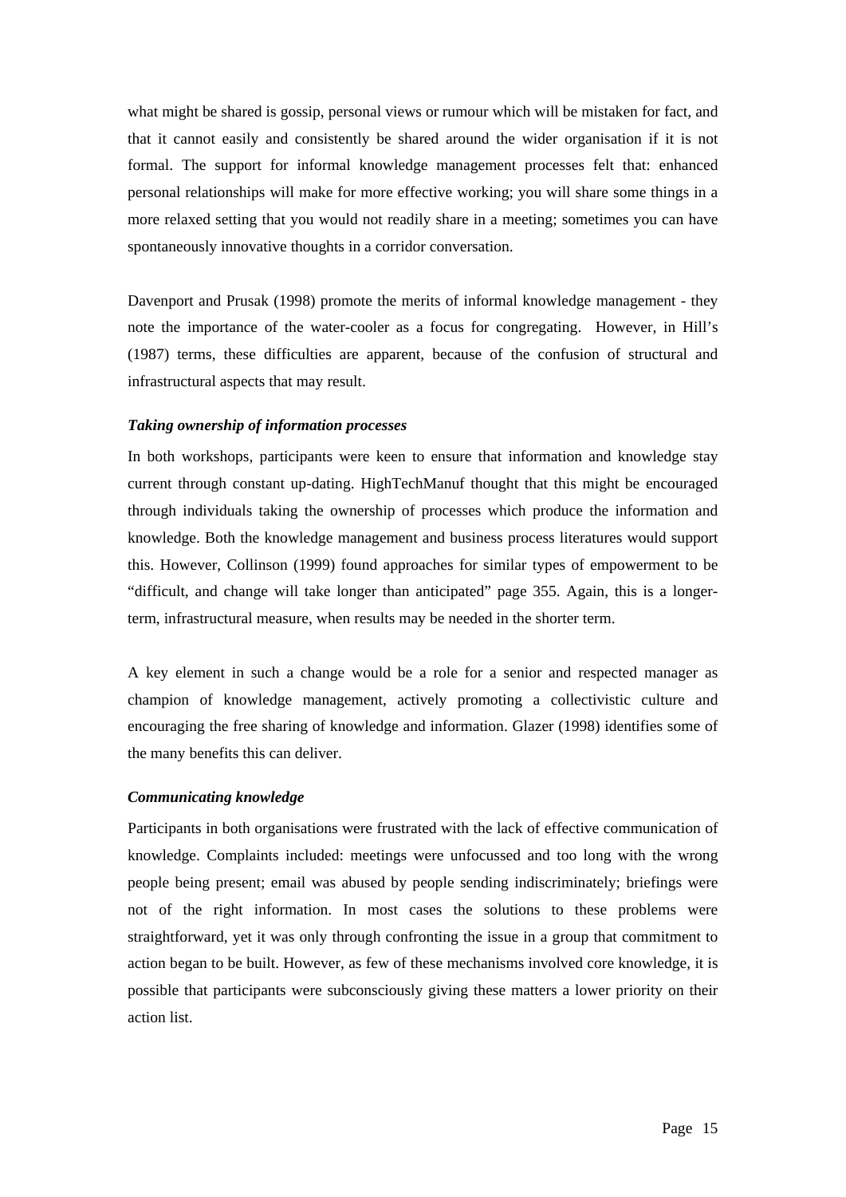what might be shared is gossip, personal views or rumour which will be mistaken for fact, and that it cannot easily and consistently be shared around the wider organisation if it is not formal. The support for informal knowledge management processes felt that: enhanced personal relationships will make for more effective working; you will share some things in a more relaxed setting that you would not readily share in a meeting; sometimes you can have spontaneously innovative thoughts in a corridor conversation.

Davenport and Prusak (1998) promote the merits of informal knowledge management - they note the importance of the water-cooler as a focus for congregating. However, in Hill's (1987) terms, these difficulties are apparent, because of the confusion of structural and infrastructural aspects that may result.

***Taking ownership of information processes***

In both workshops, participants were keen to ensure that information and knowledge stay current through constant up-dating. HighTechManuf thought that this might be encouraged through individuals taking the ownership of processes which produce the information and knowledge. Both the knowledge management and business process literatures would support this. However, Collinson (1999) found approaches for similar types of empowerment to be "difficult, and change will take longer than anticipated" page 355. Again, this is a longer-term, infrastructural measure, when results may be needed in the shorter term.

A key element in such a change would be a role for a senior and respected manager as champion of knowledge management, actively promoting a collectivistic culture and encouraging the free sharing of knowledge and information. Glazer (1998) identifies some of the many benefits this can deliver.

***Communicating knowledge***

Participants in both organisations were frustrated with the lack of effective communication of knowledge. Complaints included: meetings were unfocussed and too long with the wrong people being present; email was abused by people sending indiscriminately; briefings were not of the right information. In most cases the solutions to these problems were straightforward, yet it was only through confronting the issue in a group that commitment to action began to be built. However, as few of these mechanisms involved core knowledge, it is possible that participants were subconsciously giving these matters a lower priority on their action list.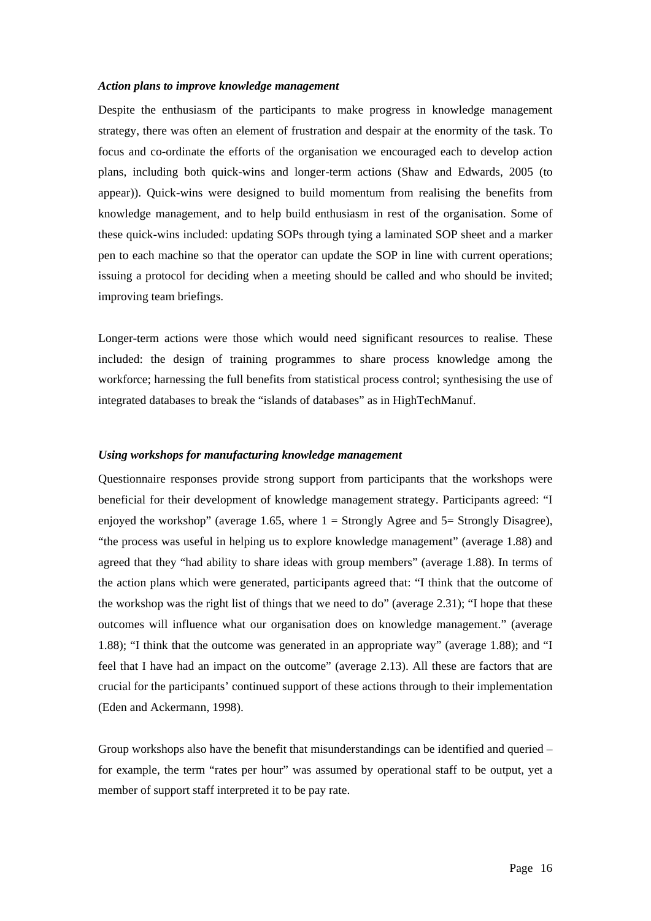### *Action plans to improve knowledge management*

Despite the enthusiasm of the participants to make progress in knowledge management strategy, there was often an element of frustration and despair at the enormity of the task. To focus and co-ordinate the efforts of the organisation we encouraged each to develop action plans, including both quick-wins and longer-term actions (Shaw and Edwards, 2005 (to appear)). Quick-wins were designed to build momentum from realising the benefits from knowledge management, and to help build enthusiasm in rest of the organisation. Some of these quick-wins included: updating SOPs through tying a laminated SOP sheet and a marker pen to each machine so that the operator can update the SOP in line with current operations; issuing a protocol for deciding when a meeting should be called and who should be invited; improving team briefings.

Longer-term actions were those which would need significant resources to realise. These included: the design of training programmes to share process knowledge among the workforce; harnessing the full benefits from statistical process control; synthesising the use of integrated databases to break the "islands of databases" as in HighTechManuf.

### *Using workshops for manufacturing knowledge management*

Questionnaire responses provide strong support from participants that the workshops were beneficial for their development of knowledge management strategy. Participants agreed: "I enjoyed the workshop" (average 1.65, where 1 = Strongly Agree and 5= Strongly Disagree), "the process was useful in helping us to explore knowledge management" (average 1.88) and agreed that they "had ability to share ideas with group members" (average 1.88). In terms of the action plans which were generated, participants agreed that: "I think that the outcome of the workshop was the right list of things that we need to do" (average 2.31); "I hope that these outcomes will influence what our organisation does on knowledge management." (average 1.88); "I think that the outcome was generated in an appropriate way" (average 1.88); and "I feel that I have had an impact on the outcome" (average 2.13). All these are factors that are crucial for the participants' continued support of these actions through to their implementation (Eden and Ackermann, 1998).

Group workshops also have the benefit that misunderstandings can be identified and queried – for example, the term "rates per hour" was assumed by operational staff to be output, yet a member of support staff interpreted it to be pay rate.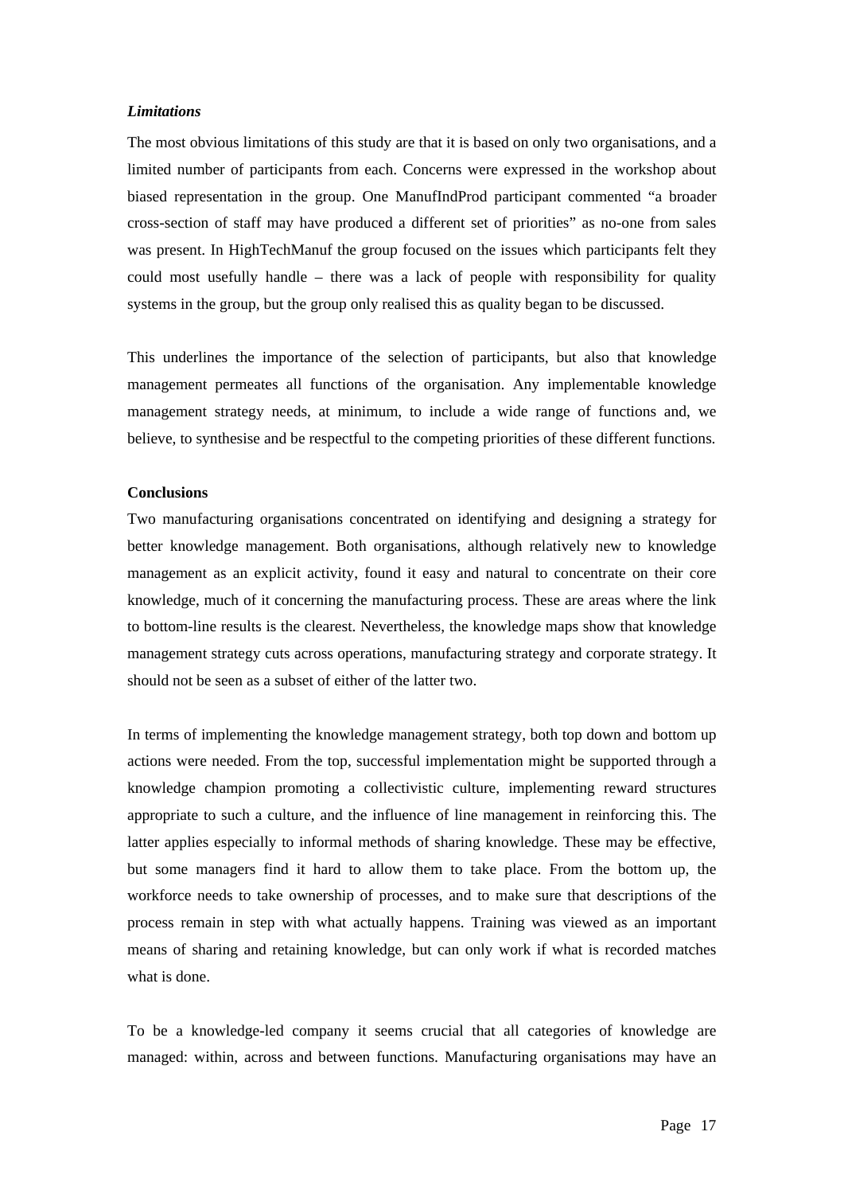### *Limitations*

The most obvious limitations of this study are that it is based on only two organisations, and a limited number of participants from each. Concerns were expressed in the workshop about biased representation in the group. One ManufIndProd participant commented "a broader cross-section of staff may have produced a different set of priorities" as no-one from sales was present. In HighTechManuf the group focused on the issues which participants felt they could most usefully handle – there was a lack of people with responsibility for quality systems in the group, but the group only realised this as quality began to be discussed.

This underlines the importance of the selection of participants, but also that knowledge management permeates all functions of the organisation. Any implementable knowledge management strategy needs, at minimum, to include a wide range of functions and, we believe, to synthesise and be respectful to the competing priorities of these different functions.

## Conclusions

Two manufacturing organisations concentrated on identifying and designing a strategy for better knowledge management. Both organisations, although relatively new to knowledge management as an explicit activity, found it easy and natural to concentrate on their core knowledge, much of it concerning the manufacturing process. These are areas where the link to bottom-line results is the clearest. Nevertheless, the knowledge maps show that knowledge management strategy cuts across operations, manufacturing strategy and corporate strategy. It should not be seen as a subset of either of the latter two.

In terms of implementing the knowledge management strategy, both top down and bottom up actions were needed. From the top, successful implementation might be supported through a knowledge champion promoting a collectivistic culture, implementing reward structures appropriate to such a culture, and the influence of line management in reinforcing this. The latter applies especially to informal methods of sharing knowledge. These may be effective, but some managers find it hard to allow them to take place. From the bottom up, the workforce needs to take ownership of processes, and to make sure that descriptions of the process remain in step with what actually happens. Training was viewed as an important means of sharing and retaining knowledge, but can only work if what is recorded matches what is done.

To be a knowledge-led company it seems crucial that all categories of knowledge are managed: within, across and between functions. Manufacturing organisations may have an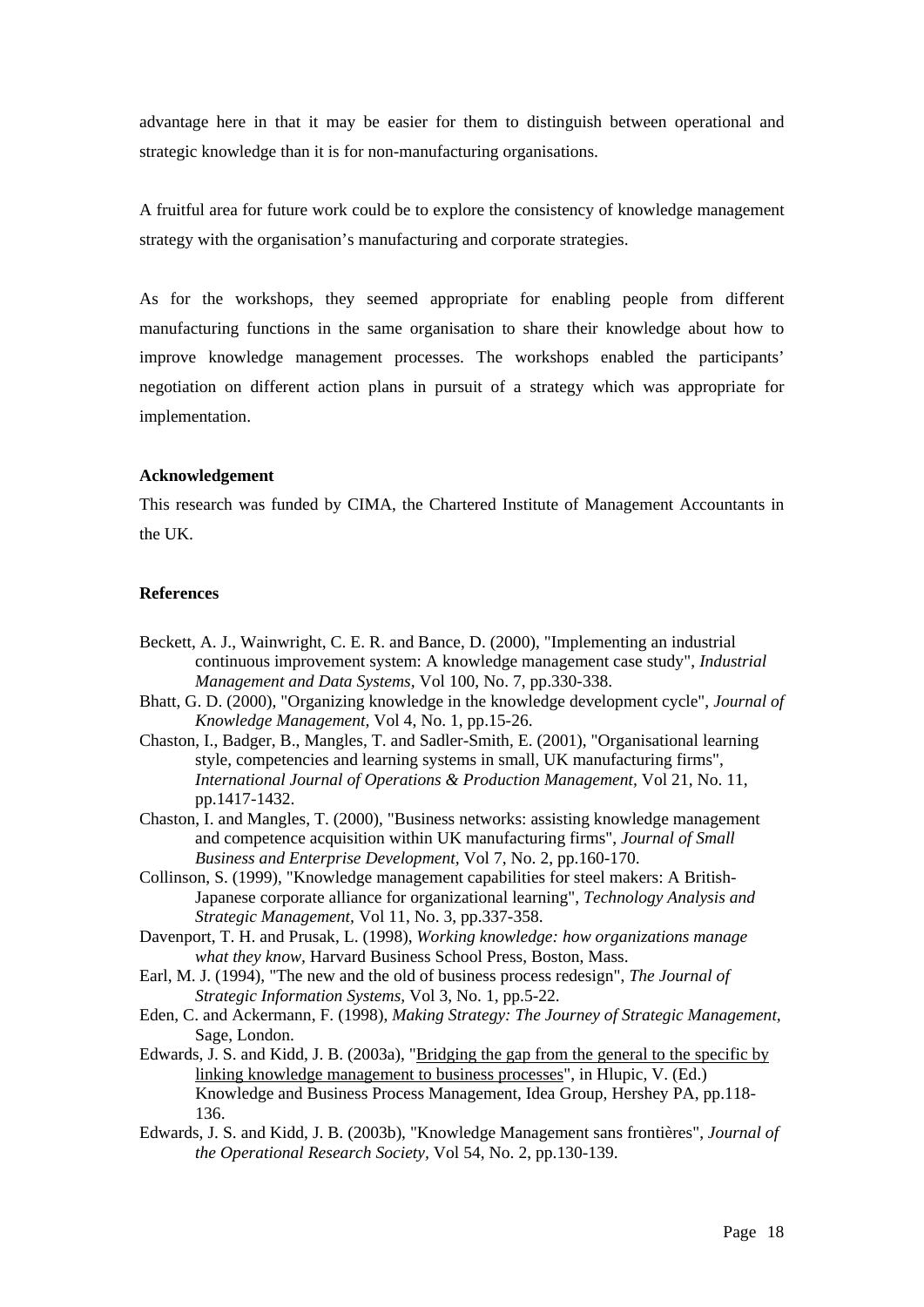advantage here in that it may be easier for them to distinguish between operational and strategic knowledge than it is for non-manufacturing organisations.

A fruitful area for future work could be to explore the consistency of knowledge management strategy with the organisation's manufacturing and corporate strategies.

As for the workshops, they seemed appropriate for enabling people from different manufacturing functions in the same organisation to share their knowledge about how to improve knowledge management processes. The workshops enabled the participants' negotiation on different action plans in pursuit of a strategy which was appropriate for implementation.

**Acknowledgement**

This research was funded by CIMA, the Chartered Institute of Management Accountants in the UK.

**References**

Beckett, A. J., Wainwright, C. E. R. and Bance, D. (2000), "Implementing an industrial continuous improvement system: A knowledge management case study", *Industrial Management and Data Systems,* Vol 100, No. 7, pp.330-338.

Bhatt, G. D. (2000), "Organizing knowledge in the knowledge development cycle", *Journal of Knowledge Management,* Vol 4, No. 1, pp.15-26.

Chaston, I., Badger, B., Mangles, T. and Sadler-Smith, E. (2001), "Organisational learning style, competencies and learning systems in small, UK manufacturing firms", *International Journal of Operations & Production Management,* Vol 21, No. 11, pp.1417-1432.

Chaston, I. and Mangles, T. (2000), "Business networks: assisting knowledge management and competence acquisition within UK manufacturing firms", *Journal of Small Business and Enterprise Development,* Vol 7, No. 2, pp.160-170.

Collinson, S. (1999), "Knowledge management capabilities for steel makers: A British-Japanese corporate alliance for organizational learning", *Technology Analysis and Strategic Management,* Vol 11, No. 3, pp.337-358.

Davenport, T. H. and Prusak, L. (1998), *Working knowledge: how organizations manage what they know,* Harvard Business School Press, Boston, Mass.

Earl, M. J. (1994), "The new and the old of business process redesign", *The Journal of Strategic Information Systems,* Vol 3, No. 1, pp.5-22.

Eden, C. and Ackermann, F. (1998), *Making Strategy: The Journey of Strategic Management,* Sage, London.

Edwards, J. S. and Kidd, J. B. (2003a), "Bridging the gap from the general to the specific by linking knowledge management to business processes", in Hlupic, V. (Ed.) Knowledge and Business Process Management, Idea Group, Hershey PA, pp.118-136.

Edwards, J. S. and Kidd, J. B. (2003b), "Knowledge Management sans frontières", *Journal of the Operational Research Society,* Vol 54, No. 2, pp.130-139.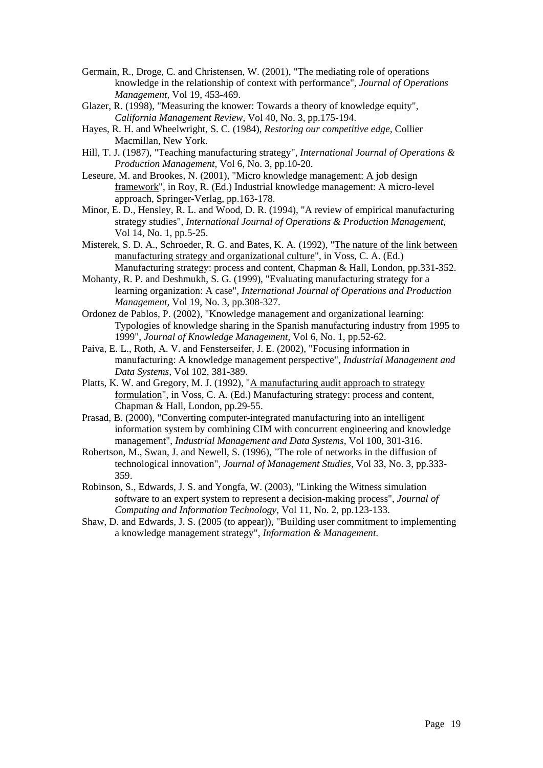Germain, R., Droge, C. and Christensen, W. (2001), "The mediating role of operations knowledge in the relationship of context with performance", *Journal of Operations Management,* Vol 19, 453-469.

Glazer, R. (1998), "Measuring the knower: Towards a theory of knowledge equity", *California Management Review,* Vol 40, No. 3, pp.175-194.

Hayes, R. H. and Wheelwright, S. C. (1984), *Restoring our competitive edge,* Collier Macmillan, New York.

Hill, T. J. (1987), "Teaching manufacturing strategy", *International Journal of Operations & Production Management,* Vol 6, No. 3, pp.10-20.

Leseure, M. and Brookes, N. (2001), "Micro knowledge management: A job design framework", in Roy, R. (Ed.) Industrial knowledge management: A micro-level approach, Springer-Verlag, pp.163-178.

Minor, E. D., Hensley, R. L. and Wood, D. R. (1994), "A review of empirical manufacturing strategy studies", *International Journal of Operations & Production Management,* Vol 14, No. 1, pp.5-25.

Misterek, S. D. A., Schroeder, R. G. and Bates, K. A. (1992), "The nature of the link between manufacturing strategy and organizational culture", in Voss, C. A. (Ed.) Manufacturing strategy: process and content, Chapman & Hall, London, pp.331-352.

Mohanty, R. P. and Deshmukh, S. G. (1999), "Evaluating manufacturing strategy for a learning organization: A case", *International Journal of Operations and Production Management,* Vol 19, No. 3, pp.308-327.

Ordonez de Pablos, P. (2002), "Knowledge management and organizational learning: Typologies of knowledge sharing in the Spanish manufacturing industry from 1995 to 1999", *Journal of Knowledge Management,* Vol 6, No. 1, pp.52-62.

Paiva, E. L., Roth, A. V. and Fensterseifer, J. E. (2002), "Focusing information in manufacturing: A knowledge management perspective", *Industrial Management and Data Systems,* Vol 102, 381-389.

Platts, K. W. and Gregory, M. J. (1992), "A manufacturing audit approach to strategy formulation", in Voss, C. A. (Ed.) Manufacturing strategy: process and content, Chapman & Hall, London, pp.29-55.

Prasad, B. (2000), "Converting computer-integrated manufacturing into an intelligent information system by combining CIM with concurrent engineering and knowledge management", *Industrial Management and Data Systems,* Vol 100, 301-316.

Robertson, M., Swan, J. and Newell, S. (1996), "The role of networks in the diffusion of technological innovation", *Journal of Management Studies,* Vol 33, No. 3, pp.333-359.

Robinson, S., Edwards, J. S. and Yongfa, W. (2003), "Linking the Witness simulation software to an expert system to represent a decision-making process", *Journal of Computing and Information Technology,* Vol 11, No. 2, pp.123-133.

Shaw, D. and Edwards, J. S. (2005 (to appear)), "Building user commitment to implementing a knowledge management strategy", *Information & Management.*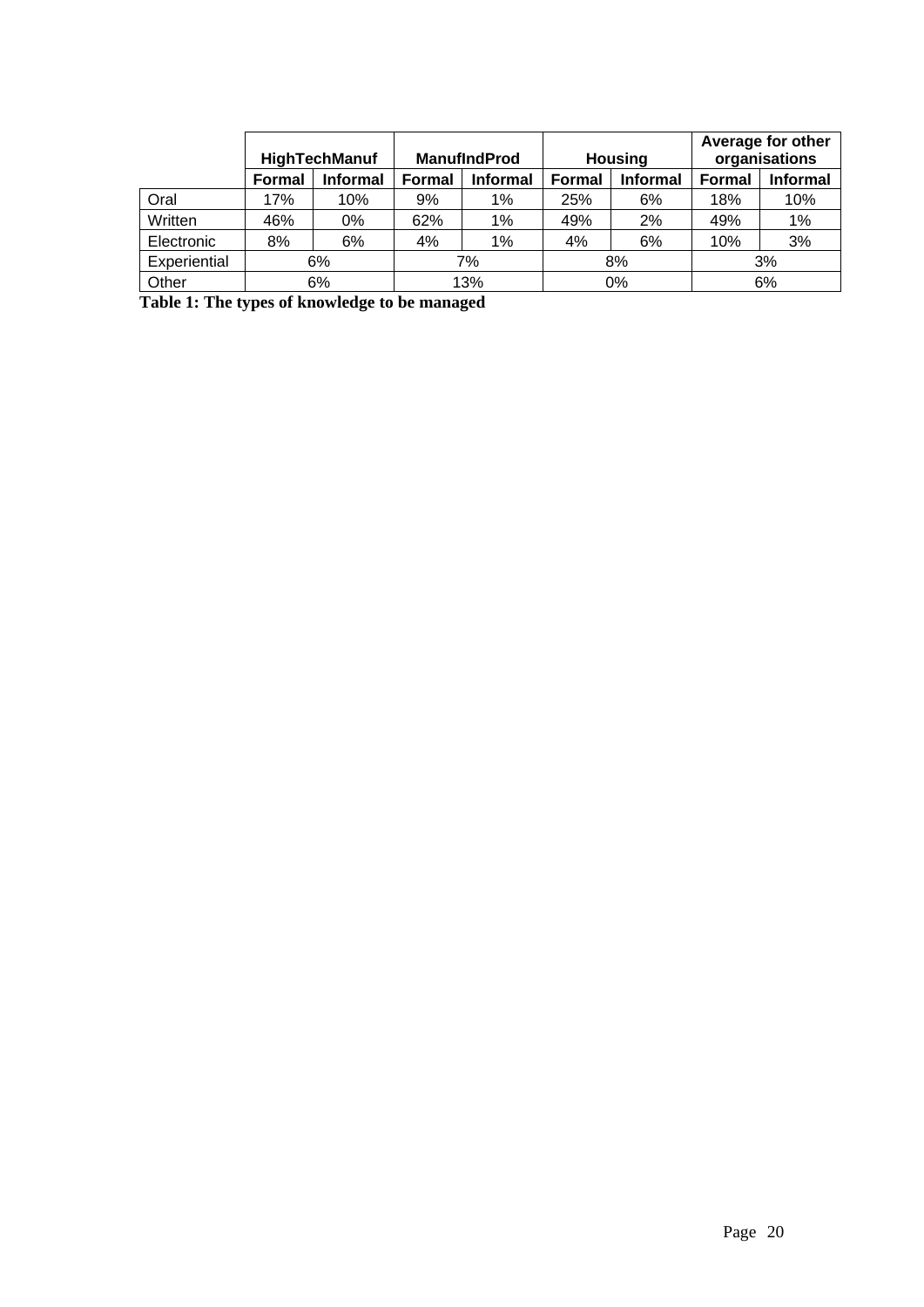| | HighTechManuf | | ManufIndProd | | Housing | | Average for other organisations | |
|---|---|---|---|---|---|---|---|---|
| | Formal | Informal | Formal | Informal | Formal | Informal | Formal | Informal |
| Oral | 17% | 10% | 9% | 1% | 25% | 6% | 18% | 10% |
| Written | 46% | 0% | 62% | 1% | 49% | 2% | 49% | 1% |
| Electronic | 8% | 6% | 4% | 1% | 4% | 6% | 10% | 3% |
| Experiential | 6% | | 7% | | 8% | | 3% | |
| Other | 6% | | 13% | | 0% | | 6% | |

**Table 1: The types of knowledge to be managed**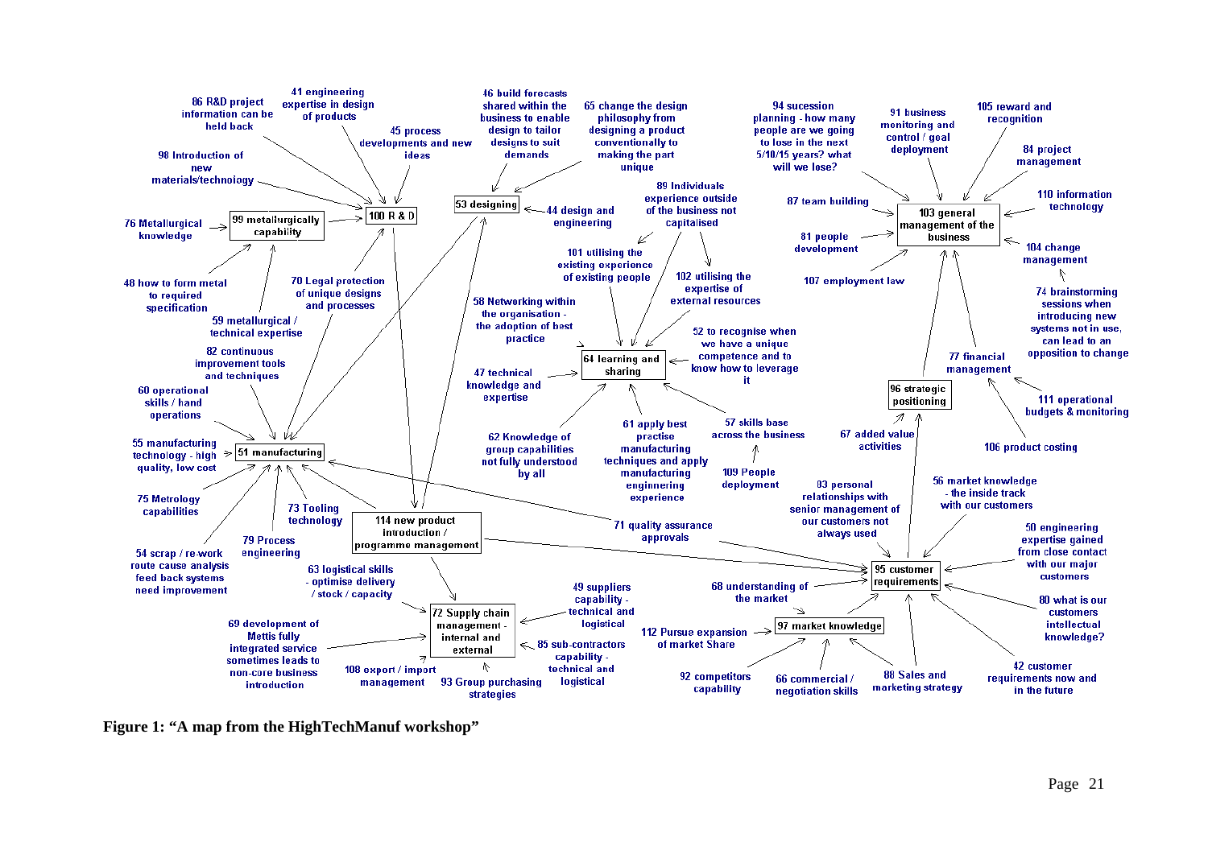86 R&D project information can be held back

41 engineering expertise in design of products

45 process developments and new ideas

46 build forecasts shared within the business to enable design to tailor designs to suit demands

65 change the design philosophy from designing a product conventionally to making the part unique

94 sucession planning - how many people are we going to lose in the next 5/10/15 years? what will we lose?

91 business monitoring and control / goal deployment

105 reward and recognition

84 project management

98 Introduction of new materials/technology

100 R & D

53 designing

44 design and engineering

89 Individuals experience outside of the business not capitalised

87 team building

103 general management of the business

110 information technology

76 Metallurgical knowledge

99 metallurgically capability

81 people development

104 change management

101 utilising the existing experience of existing people

102 utilising the expertise of external resources

107 employment law

48 how to form metal to required specification

70 Legal protection of unique designs and processes

74 brainstorming sessions when introducing new systems not in use, can lead to an opposition to change

58 Networking within the organisation - the adoption of best practice

59 metallurgical / technical expertise

52 to recognise when we have a unique competence and to know how to leverage it

82 continuous improvement tools and techniques

64 learning and sharing

77 financial management

47 technical knowledge and expertise

60 operational skills / hand operations

96 strategic positioning

111 operational budgets & monitoring

62 Knowledge of group capabilities not fully understood by all

61 apply best practise manufacturing techniques and apply manufacturing enginnering experience

57 skills base across the business

67 added value activities

55 manufacturing technology - high quality, low cost

51 manufacturing

106 product costing

109 People deployment

56 market knowledge - the inside track with our customers

75 Metrology capabilities

73 Tooling technology

114 new product introduction / programme management

83 personal relationships with senior management of our customers not always used

71 quality assurance approvals

50 engineering expertise gained from close contact with our major customers

79 Process engineering

54 scrap / re-work route cause analysis feed back systems need improvement

63 logistical skills - optimise delivery / stock / capacity

95 customer requirements

49 suppliers capability - technical and logistical

68 understanding of the market

80 what is our customers intellectual knowledge?

72 Supply chain management - internal and external

69 development of Mettis fully integrated service sometimes leads to non-core business introduction

112 Pursue expansion of market Share

97 market knowledge

85 sub-contractors capability - technical and logistical

42 customer requirements now and in the future

108 export / import management

93 Group purchasing strategies

92 competitors capability

66 commercial / negotiation skills

88 Sales and marketing strategy

**Figure 1: "A map from the HighTechManuf workshop"**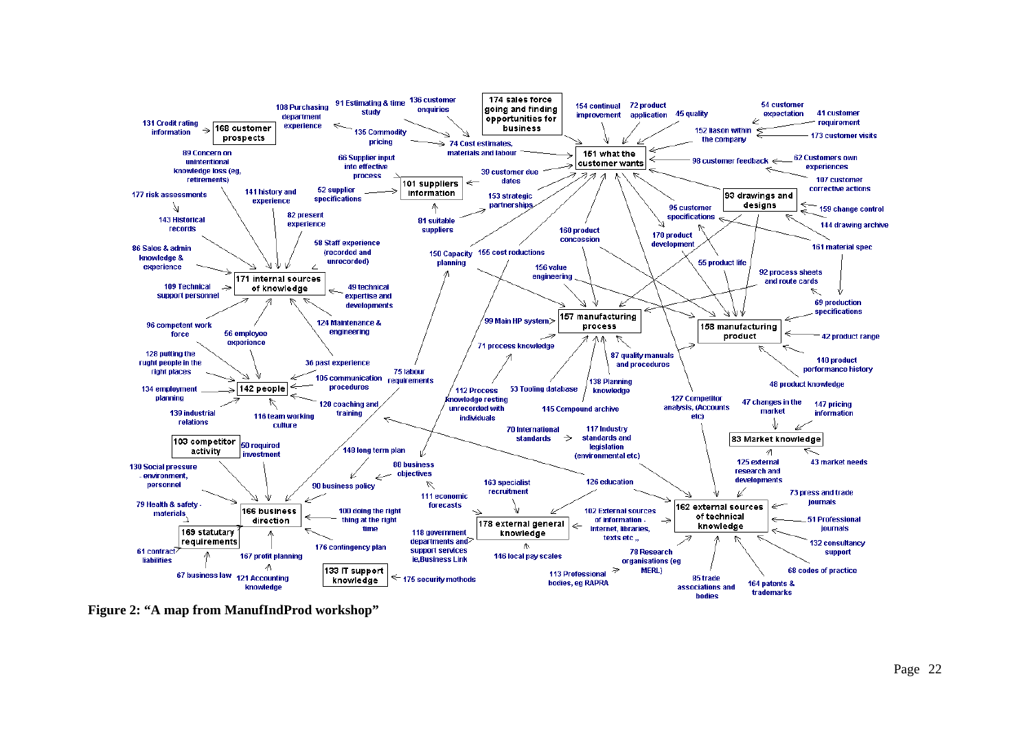- 131 Credit rating information
- 168 customer prospects
- 108 Purchasing department experience
- 91 Estimating & time study
- 136 customer enquiries
- 174 sales force going and finding opportunities for business
- 135 Commodity pricing
- 74 Cost estimates, materials and labour
- 154 continual improvement
- 72 product application
- 45 quality
- 54 customer expectation
- 41 customer requirement
- 152 liason within the company
- 173 customer visits
- 151 what the customer wants
- 98 customer feedback
- 62 Customers own experiences
- 107 customer corrective actions
- 89 Concern on unintentional knowledge loss (eg, retirements)
- 66 Supplier input into effective process
- 30 customer due dates
- 101 suppliers information
- 177 risk assessments
- 141 history and experience
- 52 supplier specifications
- 153 strategic partnerships
- 93 drawings and designs
- 159 change control
- 144 drawing archive
- 95 customer specifications
- 143 Historical records
- 82 present experience
- 81 suitable suppliers
- 160 product concession
- 170 product development
- 161 material spec
- 86 Sales & admin knowledge & experience
- 58 Staff experience (recorded and unrecorded)
- 150 Capacity planning
- 155 cost reductions
- 55 product life
- 156 value engineering
- 92 process sheets and route cards
- 171 internal sources of knowledge
- 109 Technical support personnel
- 49 technical expertise and developments
- 69 production specifications
- 157 manufacturing process
- 99 Main HP system
- 158 manufacturing product
- 42 product range
- 96 competent work force
- 56 employee experience
- 124 Maintenance & engineering
- 71 process knowledge
- 87 quality manuals and procedures
- 128 putting the right people in the right places
- 36 past experience
- 75 labour requirements
- 110 product performance history
- 105 communication procedures
- 138 Planning knowledge
- 48 product knowledge
- 134 employment planning
- 142 people
- 112 Process knowledge resting unrecorded with individuals
- 53 Tooling database
- 127 Competitor analysis, (Accounts etc)
- 47 changes in the market
- 147 pricing information
- 120 coaching and training
- 145 Compound archive
- 139 industrial relations
- 116 team working culture
- 70 International standards
- 117 Industry standards and legislation (environmental etc)
- 83 Market knowledge
- 103 competitor activity
- 50 required investment
- 148 long term plan
- 125 external research and developments
- 43 market needs
- 88 business objectives
- 130 Social pressure - environment, personnel
- 90 business policy
- 163 specialist recruitment
- 126 education
- 73 press and trade journals
- 79 Health & safety - materials
- 166 business direction
- 111 economic forecasts
- 100 doing the right thing at the right time
- 102 External sources of information - internet, libraries, texts etc.,
- 162 external sources of technical knowledge
- 51 Professional journals
- 169 statutary requirements
- 178 external general knowledge
- 118 government departments and support services ie,Business Link
- 176 contingency plan
- 132 consultancy support
- 61 contract liabilities
- 167 profit planning
- 146 local pay scales
- 78 Research organisations (eg MERL)
- 133 IT support knowledge
- 68 codes of practice
- 67 business law
- 121 Accounting knowledge
- 175 security methods
- 113 Professional bodies, eg RAPRA
- 85 trade associations and bodies
- 164 patents & trademarks

**Figure 2: "A map from ManufIndProd workshop"**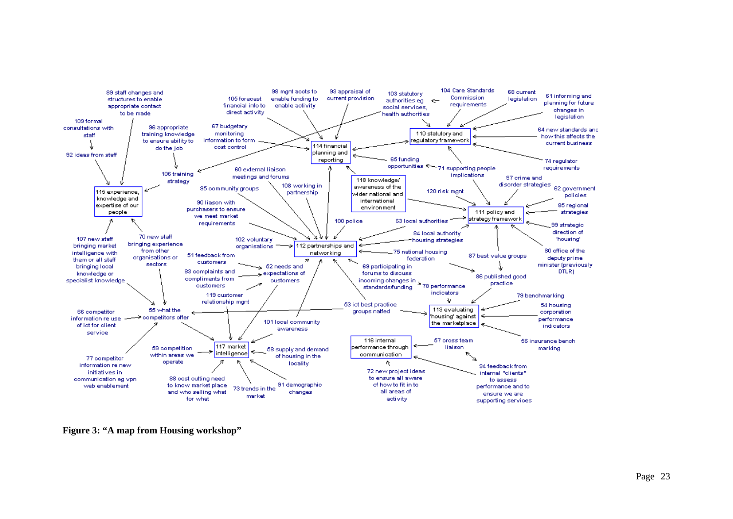89 staff changes and structures to enable appropriate contact to be made

109 formal consultations with staff

92 ideas from staff

96 appropriate training knowledge to ensure ability to do the job

105 forecast financial info to direct activity

67 budgetary monitoring information to form cost control

98 mgnt accts to enable funding to enable activity

93 appraisal of current provision

103 statutory authorities eg social services, health authorities

104 Care Standards Commission requirements

68 current legislation

61 informing and planning for future changes in legislation

110 statutory and regulatory framework

64 new standards and how this affects the current business

114 financial planning and reporting

65 funding opportunities

71 supporting people implications

74 regulator requirements

106 training strategy

60 external liaison meetings and forums

115 experience, knowledge and expertise of our people

95 community groups

108 working in partnership

118 knowledge/ awareness of the wider national and international environment

97 crime and disorder strategies

62 government policies

120 risk mgnt

90 liason with purchasers to ensure we meet market requirements

85 regional strategies

111 policy and strategy framework

100 police

63 local authorities

99 strategic direction of 'housing'

107 new staff bringing market intelligence with them or all staff bringing local knowledge or specialist knowledge

70 new staff bringing experience from other organisations or sectors

102 voluntary organisations

112 partnerships and networking

84 local authority housing strategies

80 office of the deputy prime minister (previously DTLR)

51 feedback from customers

75 national housing federation

87 best value groups

52 needs and expectations of customers

69 participating in forums to discuss incoming changes in standards/funding

83 complaints and compliments from customers

86 published good practice

78 performance indicators

119 customer relationship mgnt

79 benchmarking

53 ict best practice groups natfed

54 housing corporation performance indicators

66 competitor information re use of ict for client service

55 what the competitors offer

113 evaluating 'housing' against the marketplace

101 local community awareness

116 internal performance through communication

57 cross team liaison

56 insurance bench marking

59 competition within areas we operate

117 market intelligence

58 supply and demand of housing in the locality

77 competitor information re new initiatives in communication eg vpn web enablement

94 feedback from internal "clients" to assess performance and to ensure we are supporting services

72 new project ideas to ensure all aware of how to fit in to all areas of activity

88 cost cutting need to know market place and who selling what for what

73 trends in the market

91 demographic changes

**Figure 3: "A map from Housing workshop"**